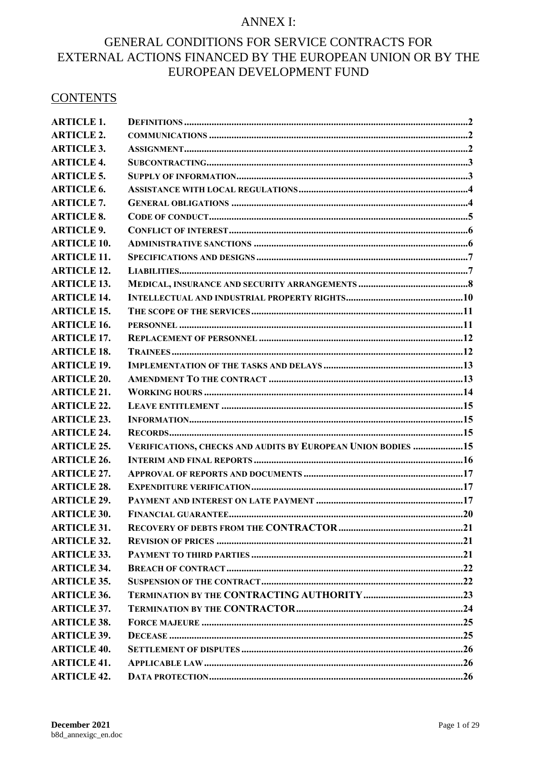# ANNEX I:

# GENERAL CONDITIONS FOR SERVICE CONTRACTS FOR EXTERNAL ACTIONS FINANCED BY THE EUROPEAN UNION OR BY THE EUROPEAN DEVELOPMENT FUND

## CONTENTS

| | | |
|---|---|---|
| **ARTICLE 1.** | **DEFINITIONS** | **2** |
| **ARTICLE 2.** | **COMMUNICATIONS** | **2** |
| **ARTICLE 3.** | **ASSIGNMENT** | **2** |
| **ARTICLE 4.** | **SUBCONTRACTING** | **3** |
| **ARTICLE 5.** | **SUPPLY OF INFORMATION** | **3** |
| **ARTICLE 6.** | **ASSISTANCE WITH LOCAL REGULATIONS** | **4** |
| **ARTICLE 7.** | **GENERAL OBLIGATIONS** | **4** |
| **ARTICLE 8.** | **CODE OF CONDUCT** | **5** |
| **ARTICLE 9.** | **CONFLICT OF INTEREST** | **6** |
| **ARTICLE 10.** | **ADMINISTRATIVE SANCTIONS** | **6** |
| **ARTICLE 11.** | **SPECIFICATIONS AND DESIGNS** | **7** |
| **ARTICLE 12.** | **LIABILITIES** | **7** |
| **ARTICLE 13.** | **MEDICAL, INSURANCE AND SECURITY ARRANGEMENTS** | **8** |
| **ARTICLE 14.** | **INTELLECTUAL AND INDUSTRIAL PROPERTY RIGHTS** | **10** |
| **ARTICLE 15.** | **THE SCOPE OF THE SERVICES** | **11** |
| **ARTICLE 16.** | **PERSONNEL** | **11** |
| **ARTICLE 17.** | **REPLACEMENT OF PERSONNEL** | **12** |
| **ARTICLE 18.** | **TRAINEES** | **12** |
| **ARTICLE 19.** | **IMPLEMENTATION OF THE TASKS AND DELAYS** | **13** |
| **ARTICLE 20.** | **AMENDMENT TO THE CONTRACT** | **13** |
| **ARTICLE 21.** | **WORKING HOURS** | **14** |
| **ARTICLE 22.** | **LEAVE ENTITLEMENT** | **15** |
| **ARTICLE 23.** | **INFORMATION** | **15** |
| **ARTICLE 24.** | **RECORDS** | **15** |
| **ARTICLE 25.** | **VERIFICATIONS, CHECKS AND AUDITS BY EUROPEAN UNION BODIES** | **15** |
| **ARTICLE 26.** | **INTERIM AND FINAL REPORTS** | **16** |
| **ARTICLE 27.** | **APPROVAL OF REPORTS AND DOCUMENTS** | **17** |
| **ARTICLE 28.** | **EXPENDITURE VERIFICATION** | **17** |
| **ARTICLE 29.** | **PAYMENT AND INTEREST ON LATE PAYMENT** | **17** |
| **ARTICLE 30.** | **FINANCIAL GUARANTEE** | **20** |
| **ARTICLE 31.** | **RECOVERY OF DEBTS FROM THE CONTRACTOR** | **21** |
| **ARTICLE 32.** | **REVISION OF PRICES** | **21** |
| **ARTICLE 33.** | **PAYMENT TO THIRD PARTIES** | **21** |
| **ARTICLE 34.** | **BREACH OF CONTRACT** | **22** |
| **ARTICLE 35.** | **SUSPENSION OF THE CONTRACT** | **22** |
| **ARTICLE 36.** | **TERMINATION BY THE CONTRACTING AUTHORITY** | **23** |
| **ARTICLE 37.** | **TERMINATION BY THE CONTRACTOR** | **24** |
| **ARTICLE 38.** | **FORCE MAJEURE** | **25** |
| **ARTICLE 39.** | **DECEASE** | **25** |
| **ARTICLE 40.** | **SETTLEMENT OF DISPUTES** | **26** |
| **ARTICLE 41.** | **APPLICABLE LAW** | **26** |
| **ARTICLE 42.** | **DATA PROTECTION** | **26** |

**December 2021**
b8d_annexigc_en.doc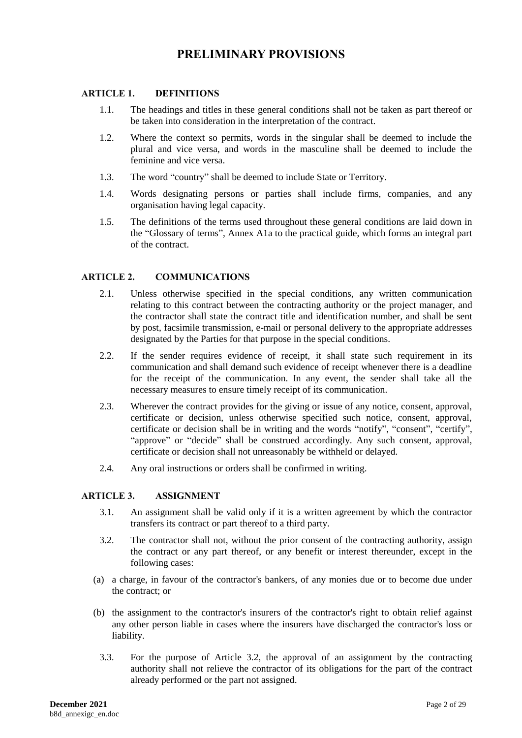# PRELIMINARY PROVISIONS

## ARTICLE 1. DEFINITIONS

1.1. The headings and titles in these general conditions shall not be taken as part thereof or be taken into consideration in the interpretation of the contract.

1.2. Where the context so permits, words in the singular shall be deemed to include the plural and vice versa, and words in the masculine shall be deemed to include the feminine and vice versa.

1.3. The word "country" shall be deemed to include State or Territory.

1.4. Words designating persons or parties shall include firms, companies, and any organisation having legal capacity.

1.5. The definitions of the terms used throughout these general conditions are laid down in the "Glossary of terms", Annex A1a to the practical guide, which forms an integral part of the contract.

## ARTICLE 2. COMMUNICATIONS

2.1. Unless otherwise specified in the special conditions, any written communication relating to this contract between the contracting authority or the project manager, and the contractor shall state the contract title and identification number, and shall be sent by post, facsimile transmission, e-mail or personal delivery to the appropriate addresses designated by the Parties for that purpose in the special conditions.

2.2. If the sender requires evidence of receipt, it shall state such requirement in its communication and shall demand such evidence of receipt whenever there is a deadline for the receipt of the communication. In any event, the sender shall take all the necessary measures to ensure timely receipt of its communication.

2.3. Wherever the contract provides for the giving or issue of any notice, consent, approval, certificate or decision, unless otherwise specified such notice, consent, approval, certificate or decision shall be in writing and the words "notify", "consent", "certify", "approve" or "decide" shall be construed accordingly. Any such consent, approval, certificate or decision shall not unreasonably be withheld or delayed.

2.4. Any oral instructions or orders shall be confirmed in writing.

## ARTICLE 3. ASSIGNMENT

3.1. An assignment shall be valid only if it is a written agreement by which the contractor transfers its contract or part thereof to a third party.

3.2. The contractor shall not, without the prior consent of the contracting authority, assign the contract or any part thereof, or any benefit or interest thereunder, except in the following cases:

(a) a charge, in favour of the contractor's bankers, of any monies due or to become due under the contract; or

(b) the assignment to the contractor's insurers of the contractor's right to obtain relief against any other person liable in cases where the insurers have discharged the contractor's loss or liability.

3.3. For the purpose of Article 3.2, the approval of an assignment by the contracting authority shall not relieve the contractor of its obligations for the part of the contract already performed or the part not assigned.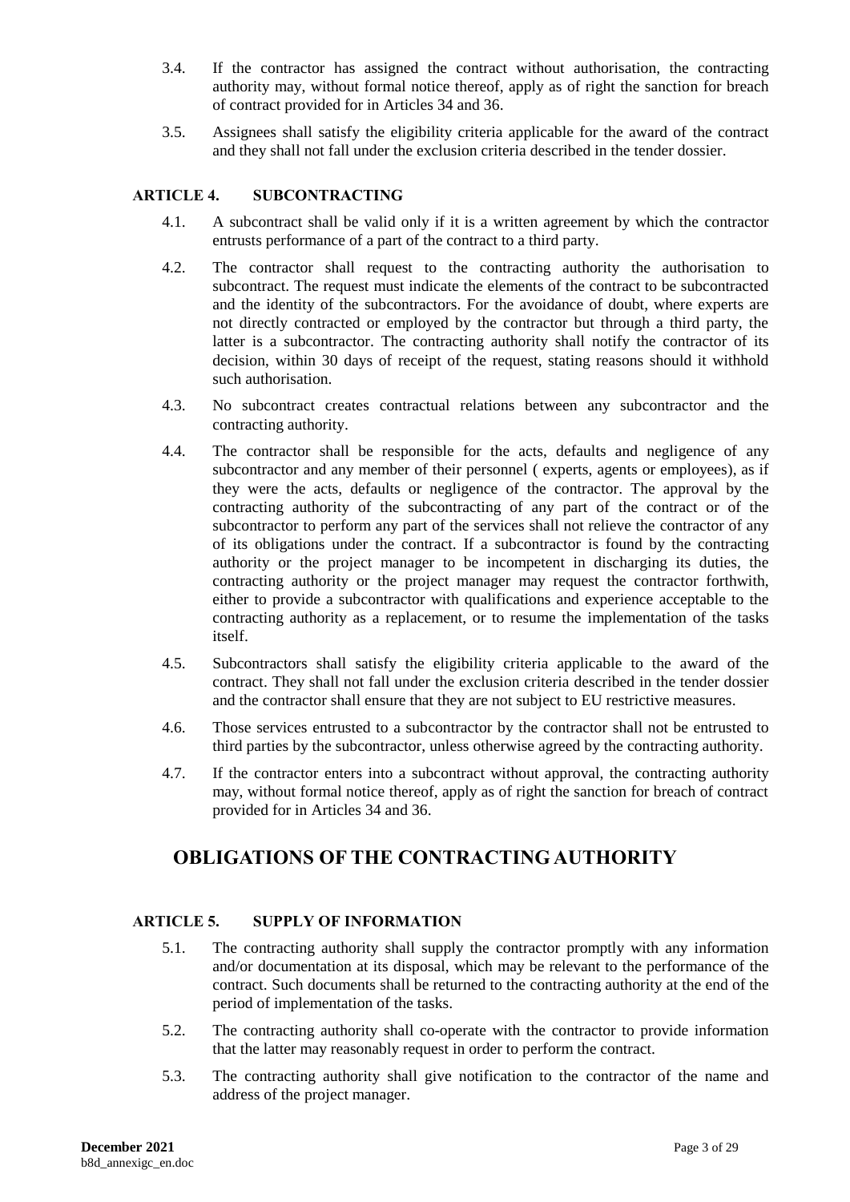3.4. If the contractor has assigned the contract without authorisation, the contracting authority may, without formal notice thereof, apply as of right the sanction for breach of contract provided for in Articles 34 and 36.

3.5. Assignees shall satisfy the eligibility criteria applicable for the award of the contract and they shall not fall under the exclusion criteria described in the tender dossier.

### ARTICLE 4. SUBCONTRACTING

4.1. A subcontract shall be valid only if it is a written agreement by which the contractor entrusts performance of a part of the contract to a third party.

4.2. The contractor shall request to the contracting authority the authorisation to subcontract. The request must indicate the elements of the contract to be subcontracted and the identity of the subcontractors. For the avoidance of doubt, where experts are not directly contracted or employed by the contractor but through a third party, the latter is a subcontractor. The contracting authority shall notify the contractor of its decision, within 30 days of receipt of the request, stating reasons should it withhold such authorisation.

4.3. No subcontract creates contractual relations between any subcontractor and the contracting authority.

4.4. The contractor shall be responsible for the acts, defaults and negligence of any subcontractor and any member of their personnel ( experts, agents or employees), as if they were the acts, defaults or negligence of the contractor. The approval by the contracting authority of the subcontracting of any part of the contract or of the subcontractor to perform any part of the services shall not relieve the contractor of any of its obligations under the contract. If a subcontractor is found by the contracting authority or the project manager to be incompetent in discharging its duties, the contracting authority or the project manager may request the contractor forthwith, either to provide a subcontractor with qualifications and experience acceptable to the contracting authority as a replacement, or to resume the implementation of the tasks itself.

4.5. Subcontractors shall satisfy the eligibility criteria applicable to the award of the contract. They shall not fall under the exclusion criteria described in the tender dossier and the contractor shall ensure that they are not subject to EU restrictive measures.

4.6. Those services entrusted to a subcontractor by the contractor shall not be entrusted to third parties by the subcontractor, unless otherwise agreed by the contracting authority.

4.7. If the contractor enters into a subcontract without approval, the contracting authority may, without formal notice thereof, apply as of right the sanction for breach of contract provided for in Articles 34 and 36.

## OBLIGATIONS OF THE CONTRACTING AUTHORITY

### ARTICLE 5. SUPPLY OF INFORMATION

5.1. The contracting authority shall supply the contractor promptly with any information and/or documentation at its disposal, which may be relevant to the performance of the contract. Such documents shall be returned to the contracting authority at the end of the period of implementation of the tasks.

5.2. The contracting authority shall co-operate with the contractor to provide information that the latter may reasonably request in order to perform the contract.

5.3. The contracting authority shall give notification to the contractor of the name and address of the project manager.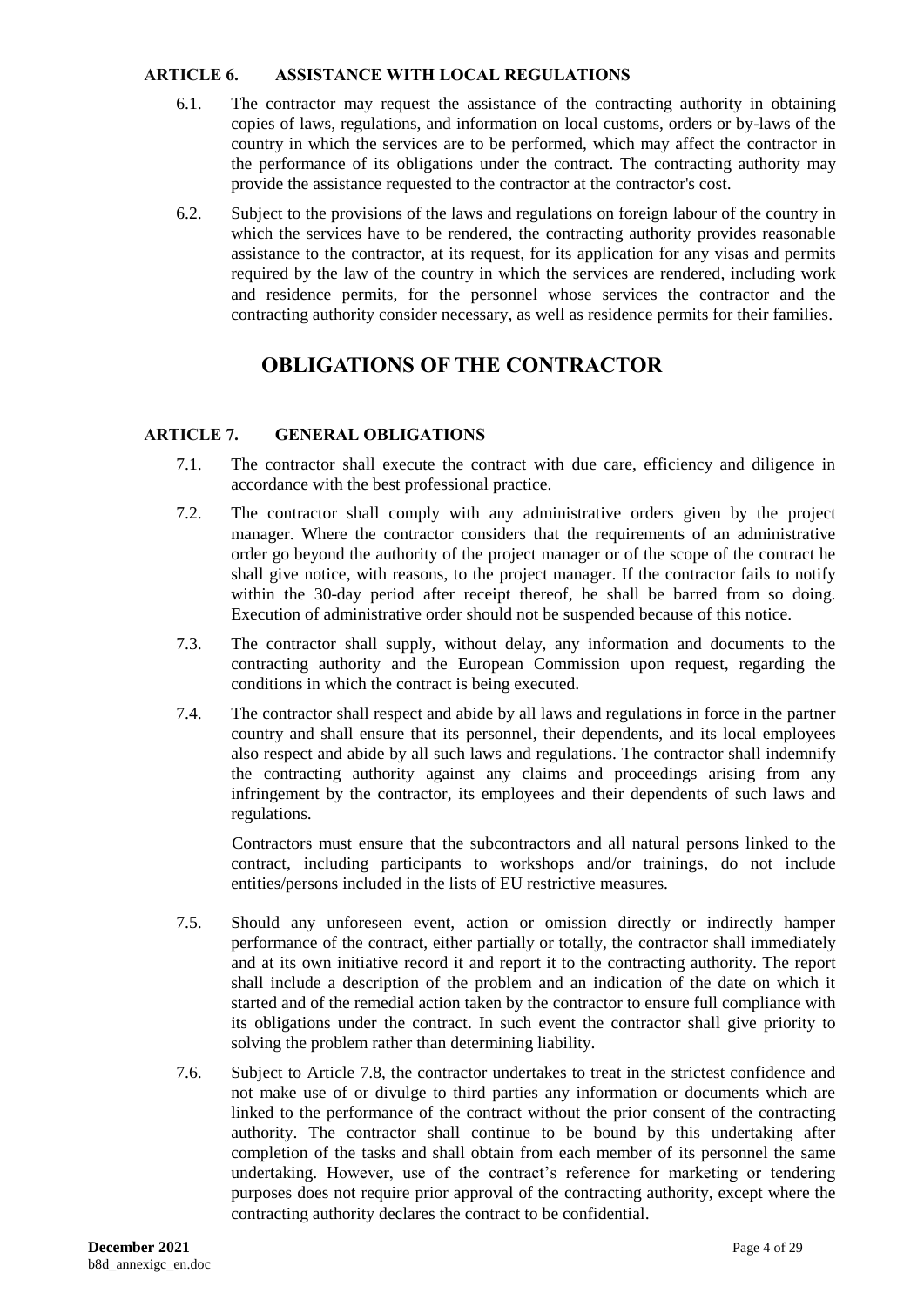### ARTICLE 6. ASSISTANCE WITH LOCAL REGULATIONS

6.1. The contractor may request the assistance of the contracting authority in obtaining copies of laws, regulations, and information on local customs, orders or by-laws of the country in which the services are to be performed, which may affect the contractor in the performance of its obligations under the contract. The contracting authority may provide the assistance requested to the contractor at the contractor's cost.

6.2. Subject to the provisions of the laws and regulations on foreign labour of the country in which the services have to be rendered, the contracting authority provides reasonable assistance to the contractor, at its request, for its application for any visas and permits required by the law of the country in which the services are rendered, including work and residence permits, for the personnel whose services the contractor and the contracting authority consider necessary, as well as residence permits for their families.

## OBLIGATIONS OF THE CONTRACTOR

### ARTICLE 7. GENERAL OBLIGATIONS

7.1. The contractor shall execute the contract with due care, efficiency and diligence in accordance with the best professional practice.

7.2. The contractor shall comply with any administrative orders given by the project manager. Where the contractor considers that the requirements of an administrative order go beyond the authority of the project manager or of the scope of the contract he shall give notice, with reasons, to the project manager. If the contractor fails to notify within the 30-day period after receipt thereof, he shall be barred from so doing. Execution of administrative order should not be suspended because of this notice.

7.3. The contractor shall supply, without delay, any information and documents to the contracting authority and the European Commission upon request, regarding the conditions in which the contract is being executed.

7.4. The contractor shall respect and abide by all laws and regulations in force in the partner country and shall ensure that its personnel, their dependents, and its local employees also respect and abide by all such laws and regulations. The contractor shall indemnify the contracting authority against any claims and proceedings arising from any infringement by the contractor, its employees and their dependents of such laws and regulations.

Contractors must ensure that the subcontractors and all natural persons linked to the contract, including participants to workshops and/or trainings, do not include entities/persons included in the lists of EU restrictive measures.

7.5. Should any unforeseen event, action or omission directly or indirectly hamper performance of the contract, either partially or totally, the contractor shall immediately and at its own initiative record it and report it to the contracting authority. The report shall include a description of the problem and an indication of the date on which it started and of the remedial action taken by the contractor to ensure full compliance with its obligations under the contract. In such event the contractor shall give priority to solving the problem rather than determining liability.

7.6. Subject to Article 7.8, the contractor undertakes to treat in the strictest confidence and not make use of or divulge to third parties any information or documents which are linked to the performance of the contract without the prior consent of the contracting authority. The contractor shall continue to be bound by this undertaking after completion of the tasks and shall obtain from each member of its personnel the same undertaking. However, use of the contract's reference for marketing or tendering purposes does not require prior approval of the contracting authority, except where the contracting authority declares the contract to be confidential.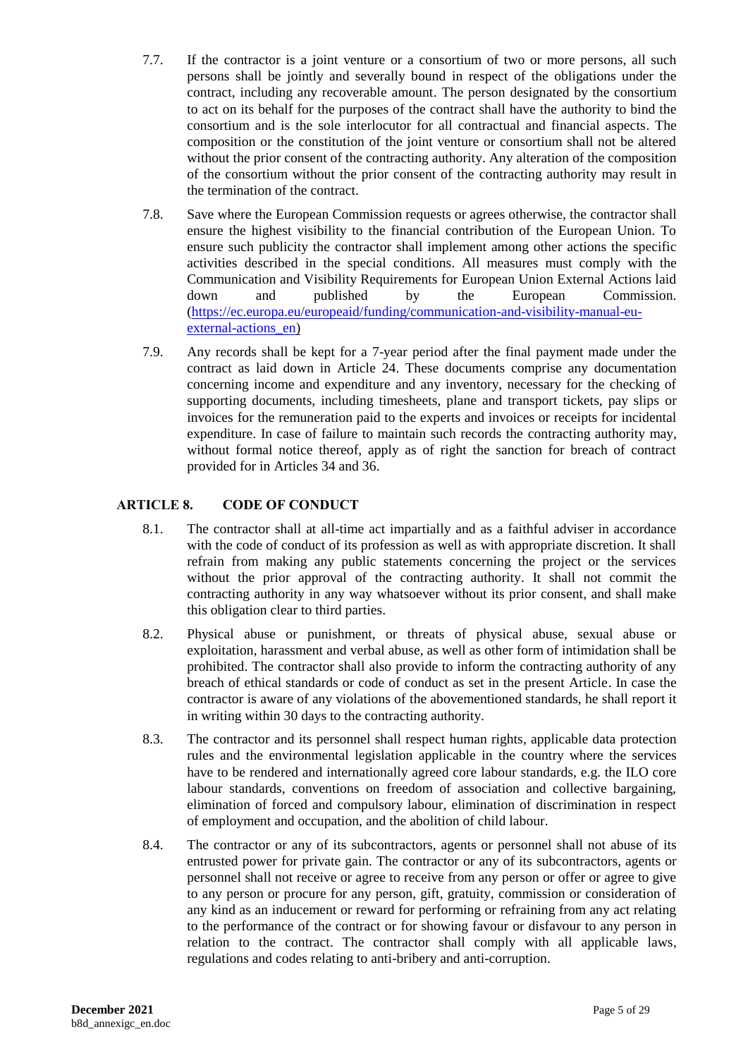7.7. If the contractor is a joint venture or a consortium of two or more persons, all such persons shall be jointly and severally bound in respect of the obligations under the contract, including any recoverable amount. The person designated by the consortium to act on its behalf for the purposes of the contract shall have the authority to bind the consortium and is the sole interlocutor for all contractual and financial aspects. The composition or the constitution of the joint venture or consortium shall not be altered without the prior consent of the contracting authority. Any alteration of the composition of the consortium without the prior consent of the contracting authority may result in the termination of the contract.

7.8. Save where the European Commission requests or agrees otherwise, the contractor shall ensure the highest visibility to the financial contribution of the European Union. To ensure such publicity the contractor shall implement among other actions the specific activities described in the special conditions. All measures must comply with the Communication and Visibility Requirements for European Union External Actions laid down and published by the European Commission. ([https://ec.europa.eu/europeaid/funding/communication-and-visibility-manual-eu-external-actions_en](https://ec.europa.eu/europeaid/funding/communication-and-visibility-manual-eu-external-actions_en))

7.9. Any records shall be kept for a 7-year period after the final payment made under the contract as laid down in Article 24. These documents comprise any documentation concerning income and expenditure and any inventory, necessary for the checking of supporting documents, including timesheets, plane and transport tickets, pay slips or invoices for the remuneration paid to the experts and invoices or receipts for incidental expenditure. In case of failure to maintain such records the contracting authority may, without formal notice thereof, apply as of right the sanction for breach of contract provided for in Articles 34 and 36.

## ARTICLE 8. CODE OF CONDUCT

8.1. The contractor shall at all-time act impartially and as a faithful adviser in accordance with the code of conduct of its profession as well as with appropriate discretion. It shall refrain from making any public statements concerning the project or the services without the prior approval of the contracting authority. It shall not commit the contracting authority in any way whatsoever without its prior consent, and shall make this obligation clear to third parties.

8.2. Physical abuse or punishment, or threats of physical abuse, sexual abuse or exploitation, harassment and verbal abuse, as well as other form of intimidation shall be prohibited. The contractor shall also provide to inform the contracting authority of any breach of ethical standards or code of conduct as set in the present Article. In case the contractor is aware of any violations of the abovementioned standards, he shall report it in writing within 30 days to the contracting authority.

8.3. The contractor and its personnel shall respect human rights, applicable data protection rules and the environmental legislation applicable in the country where the services have to be rendered and internationally agreed core labour standards, e.g. the ILO core labour standards, conventions on freedom of association and collective bargaining, elimination of forced and compulsory labour, elimination of discrimination in respect of employment and occupation, and the abolition of child labour.

8.4. The contractor or any of its subcontractors, agents or personnel shall not abuse of its entrusted power for private gain. The contractor or any of its subcontractors, agents or personnel shall not receive or agree to receive from any person or offer or agree to give to any person or procure for any person, gift, gratuity, commission or consideration of any kind as an inducement or reward for performing or refraining from any act relating to the performance of the contract or for showing favour or disfavour to any person in relation to the contract. The contractor shall comply with all applicable laws, regulations and codes relating to anti-bribery and anti-corruption.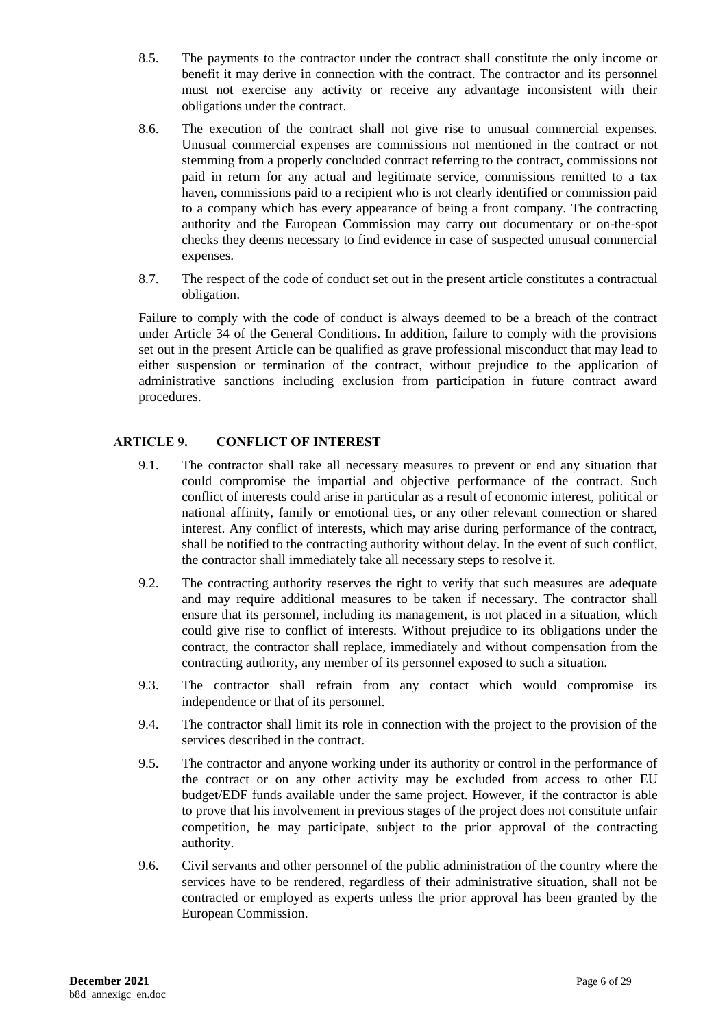8.5. The payments to the contractor under the contract shall constitute the only income or benefit it may derive in connection with the contract. The contractor and its personnel must not exercise any activity or receive any advantage inconsistent with their obligations under the contract.

8.6. The execution of the contract shall not give rise to unusual commercial expenses. Unusual commercial expenses are commissions not mentioned in the contract or not stemming from a properly concluded contract referring to the contract, commissions not paid in return for any actual and legitimate service, commissions remitted to a tax haven, commissions paid to a recipient who is not clearly identified or commission paid to a company which has every appearance of being a front company. The contracting authority and the European Commission may carry out documentary or on-the-spot checks they deems necessary to find evidence in case of suspected unusual commercial expenses.

8.7. The respect of the code of conduct set out in the present article constitutes a contractual obligation.

Failure to comply with the code of conduct is always deemed to be a breach of the contract under Article 34 of the General Conditions. In addition, failure to comply with the provisions set out in the present Article can be qualified as grave professional misconduct that may lead to either suspension or termination of the contract, without prejudice to the application of administrative sanctions including exclusion from participation in future contract award procedures.

## ARTICLE 9. CONFLICT OF INTEREST

9.1. The contractor shall take all necessary measures to prevent or end any situation that could compromise the impartial and objective performance of the contract. Such conflict of interests could arise in particular as a result of economic interest, political or national affinity, family or emotional ties, or any other relevant connection or shared interest. Any conflict of interests, which may arise during performance of the contract, shall be notified to the contracting authority without delay. In the event of such conflict, the contractor shall immediately take all necessary steps to resolve it.

9.2. The contracting authority reserves the right to verify that such measures are adequate and may require additional measures to be taken if necessary. The contractor shall ensure that its personnel, including its management, is not placed in a situation, which could give rise to conflict of interests. Without prejudice to its obligations under the contract, the contractor shall replace, immediately and without compensation from the contracting authority, any member of its personnel exposed to such a situation.

9.3. The contractor shall refrain from any contact which would compromise its independence or that of its personnel.

9.4. The contractor shall limit its role in connection with the project to the provision of the services described in the contract.

9.5. The contractor and anyone working under its authority or control in the performance of the contract or on any other activity may be excluded from access to other EU budget/EDF funds available under the same project. However, if the contractor is able to prove that his involvement in previous stages of the project does not constitute unfair competition, he may participate, subject to the prior approval of the contracting authority.

9.6. Civil servants and other personnel of the public administration of the country where the services have to be rendered, regardless of their administrative situation, shall not be contracted or employed as experts unless the prior approval has been granted by the European Commission.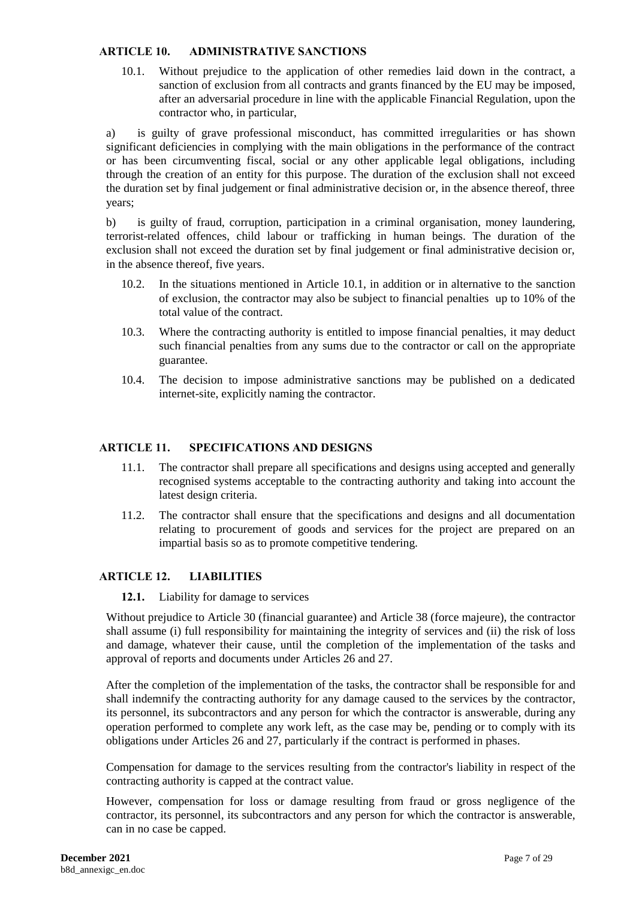## ARTICLE 10. ADMINISTRATIVE SANCTIONS

10.1. Without prejudice to the application of other remedies laid down in the contract, a sanction of exclusion from all contracts and grants financed by the EU may be imposed, after an adversarial procedure in line with the applicable Financial Regulation, upon the contractor who, in particular,

a) is guilty of grave professional misconduct, has committed irregularities or has shown significant deficiencies in complying with the main obligations in the performance of the contract or has been circumventing fiscal, social or any other applicable legal obligations, including through the creation of an entity for this purpose. The duration of the exclusion shall not exceed the duration set by final judgement or final administrative decision or, in the absence thereof, three years;

b) is guilty of fraud, corruption, participation in a criminal organisation, money laundering, terrorist-related offences, child labour or trafficking in human beings. The duration of the exclusion shall not exceed the duration set by final judgement or final administrative decision or, in the absence thereof, five years.

10.2. In the situations mentioned in Article 10.1, in addition or in alternative to the sanction of exclusion, the contractor may also be subject to financial penalties up to 10% of the total value of the contract.

10.3. Where the contracting authority is entitled to impose financial penalties, it may deduct such financial penalties from any sums due to the contractor or call on the appropriate guarantee.

10.4. The decision to impose administrative sanctions may be published on a dedicated internet-site, explicitly naming the contractor.

## ARTICLE 11. SPECIFICATIONS AND DESIGNS

11.1. The contractor shall prepare all specifications and designs using accepted and generally recognised systems acceptable to the contracting authority and taking into account the latest design criteria.

11.2. The contractor shall ensure that the specifications and designs and all documentation relating to procurement of goods and services for the project are prepared on an impartial basis so as to promote competitive tendering.

## ARTICLE 12. LIABILITIES

**12.1.** Liability for damage to services

Without prejudice to Article 30 (financial guarantee) and Article 38 (force majeure), the contractor shall assume (i) full responsibility for maintaining the integrity of services and (ii) the risk of loss and damage, whatever their cause, until the completion of the implementation of the tasks and approval of reports and documents under Articles 26 and 27.

After the completion of the implementation of the tasks, the contractor shall be responsible for and shall indemnify the contracting authority for any damage caused to the services by the contractor, its personnel, its subcontractors and any person for which the contractor is answerable, during any operation performed to complete any work left, as the case may be, pending or to comply with its obligations under Articles 26 and 27, particularly if the contract is performed in phases.

Compensation for damage to the services resulting from the contractor's liability in respect of the contracting authority is capped at the contract value.

However, compensation for loss or damage resulting from fraud or gross negligence of the contractor, its personnel, its subcontractors and any person for which the contractor is answerable, can in no case be capped.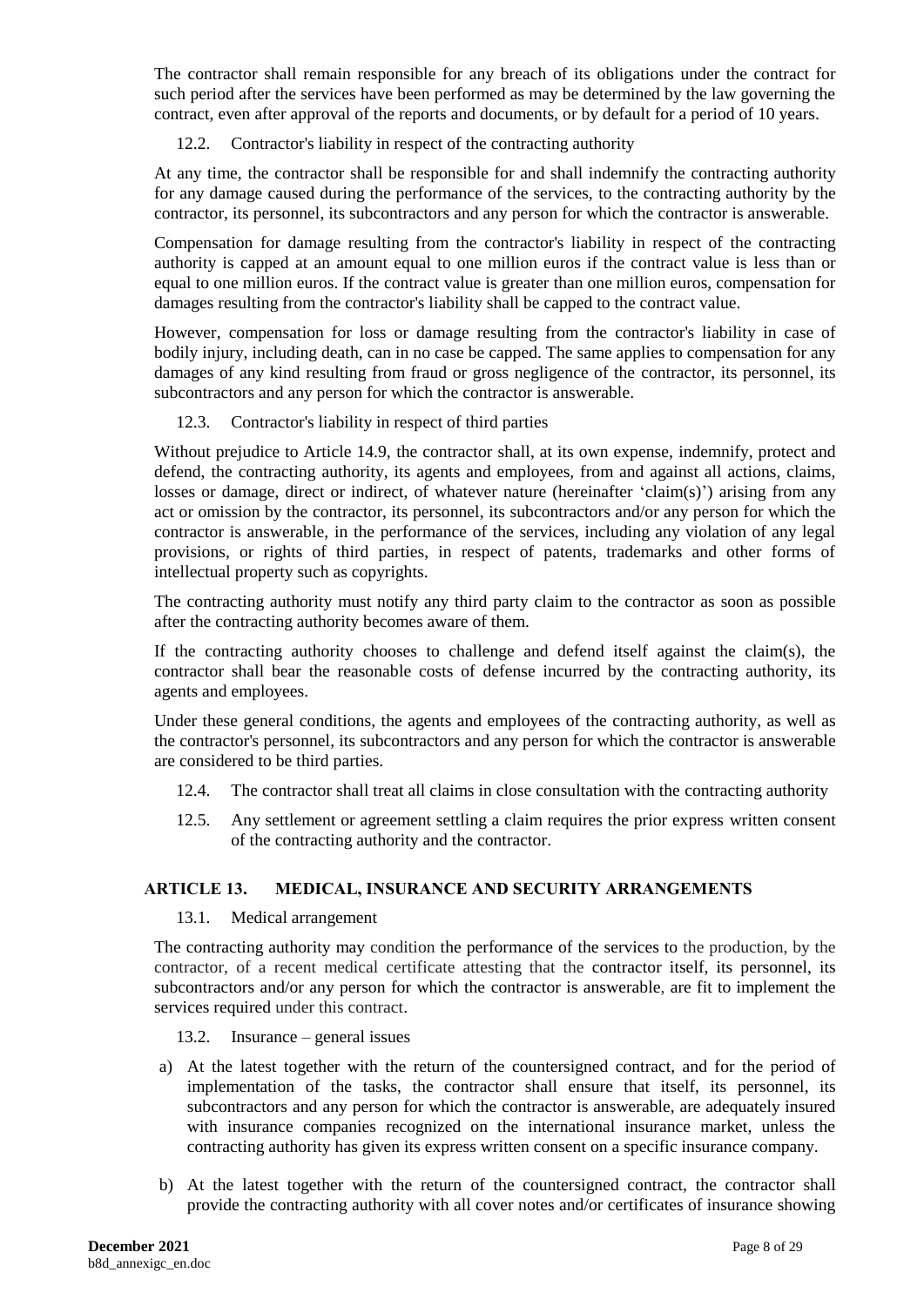The contractor shall remain responsible for any breach of its obligations under the contract for such period after the services have been performed as may be determined by the law governing the contract, even after approval of the reports and documents, or by default for a period of 10 years.

12.2. Contractor's liability in respect of the contracting authority

At any time, the contractor shall be responsible for and shall indemnify the contracting authority for any damage caused during the performance of the services, to the contracting authority by the contractor, its personnel, its subcontractors and any person for which the contractor is answerable.

Compensation for damage resulting from the contractor's liability in respect of the contracting authority is capped at an amount equal to one million euros if the contract value is less than or equal to one million euros. If the contract value is greater than one million euros, compensation for damages resulting from the contractor's liability shall be capped to the contract value.

However, compensation for loss or damage resulting from the contractor's liability in case of bodily injury, including death, can in no case be capped. The same applies to compensation for any damages of any kind resulting from fraud or gross negligence of the contractor, its personnel, its subcontractors and any person for which the contractor is answerable.

12.3. Contractor's liability in respect of third parties

Without prejudice to Article 14.9, the contractor shall, at its own expense, indemnify, protect and defend, the contracting authority, its agents and employees, from and against all actions, claims, losses or damage, direct or indirect, of whatever nature (hereinafter 'claim(s)') arising from any act or omission by the contractor, its personnel, its subcontractors and/or any person for which the contractor is answerable, in the performance of the services, including any violation of any legal provisions, or rights of third parties, in respect of patents, trademarks and other forms of intellectual property such as copyrights.

The contracting authority must notify any third party claim to the contractor as soon as possible after the contracting authority becomes aware of them.

If the contracting authority chooses to challenge and defend itself against the claim(s), the contractor shall bear the reasonable costs of defense incurred by the contracting authority, its agents and employees.

Under these general conditions, the agents and employees of the contracting authority, as well as the contractor's personnel, its subcontractors and any person for which the contractor is answerable are considered to be third parties.

12.4. The contractor shall treat all claims in close consultation with the contracting authority

12.5. Any settlement or agreement settling a claim requires the prior express written consent of the contracting authority and the contractor.

## ARTICLE 13. MEDICAL, INSURANCE AND SECURITY ARRANGEMENTS

13.1. Medical arrangement

The contracting authority may condition the performance of the services to the production, by the contractor, of a recent medical certificate attesting that the contractor itself, its personnel, its subcontractors and/or any person for which the contractor is answerable, are fit to implement the services required under this contract.

13.2. Insurance – general issues

a) At the latest together with the return of the countersigned contract, and for the period of implementation of the tasks, the contractor shall ensure that itself, its personnel, its subcontractors and any person for which the contractor is answerable, are adequately insured with insurance companies recognized on the international insurance market, unless the contracting authority has given its express written consent on a specific insurance company.

b) At the latest together with the return of the countersigned contract, the contractor shall provide the contracting authority with all cover notes and/or certificates of insurance showing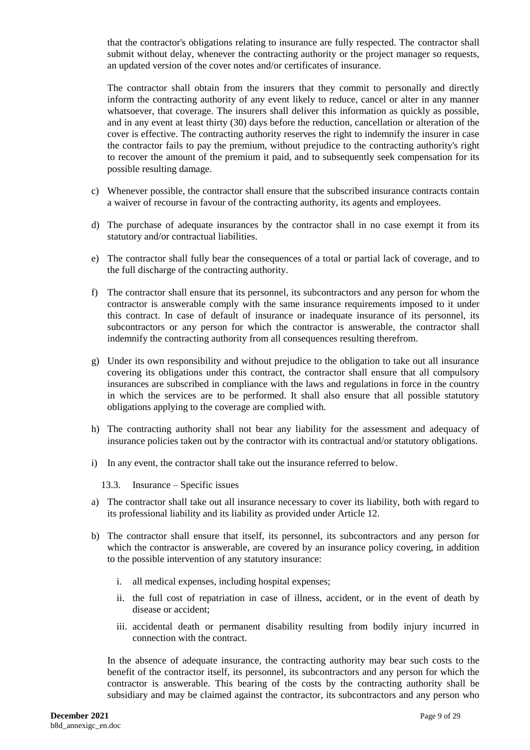that the contractor's obligations relating to insurance are fully respected. The contractor shall submit without delay, whenever the contracting authority or the project manager so requests, an updated version of the cover notes and/or certificates of insurance.

The contractor shall obtain from the insurers that they commit to personally and directly inform the contracting authority of any event likely to reduce, cancel or alter in any manner whatsoever, that coverage. The insurers shall deliver this information as quickly as possible, and in any event at least thirty (30) days before the reduction, cancellation or alteration of the cover is effective. The contracting authority reserves the right to indemnify the insurer in case the contractor fails to pay the premium, without prejudice to the contracting authority's right to recover the amount of the premium it paid, and to subsequently seek compensation for its possible resulting damage.

c) Whenever possible, the contractor shall ensure that the subscribed insurance contracts contain a waiver of recourse in favour of the contracting authority, its agents and employees.

d) The purchase of adequate insurances by the contractor shall in no case exempt it from its statutory and/or contractual liabilities.

e) The contractor shall fully bear the consequences of a total or partial lack of coverage, and to the full discharge of the contracting authority.

f) The contractor shall ensure that its personnel, its subcontractors and any person for whom the contractor is answerable comply with the same insurance requirements imposed to it under this contract. In case of default of insurance or inadequate insurance of its personnel, its subcontractors or any person for which the contractor is answerable, the contractor shall indemnify the contracting authority from all consequences resulting therefrom.

g) Under its own responsibility and without prejudice to the obligation to take out all insurance covering its obligations under this contract, the contractor shall ensure that all compulsory insurances are subscribed in compliance with the laws and regulations in force in the country in which the services are to be performed. It shall also ensure that all possible statutory obligations applying to the coverage are complied with.

h) The contracting authority shall not bear any liability for the assessment and adequacy of insurance policies taken out by the contractor with its contractual and/or statutory obligations.

i) In any event, the contractor shall take out the insurance referred to below.

### 13.3. Insurance – Specific issues

a) The contractor shall take out all insurance necessary to cover its liability, both with regard to its professional liability and its liability as provided under Article 12.

b) The contractor shall ensure that itself, its personnel, its subcontractors and any person for which the contractor is answerable, are covered by an insurance policy covering, in addition to the possible intervention of any statutory insurance:

   i. all medical expenses, including hospital expenses;

   ii. the full cost of repatriation in case of illness, accident, or in the event of death by disease or accident;

   iii. accidental death or permanent disability resulting from bodily injury incurred in connection with the contract.

In the absence of adequate insurance, the contracting authority may bear such costs to the benefit of the contractor itself, its personnel, its subcontractors and any person for which the contractor is answerable. This bearing of the costs by the contracting authority shall be subsidiary and may be claimed against the contractor, its subcontractors and any person who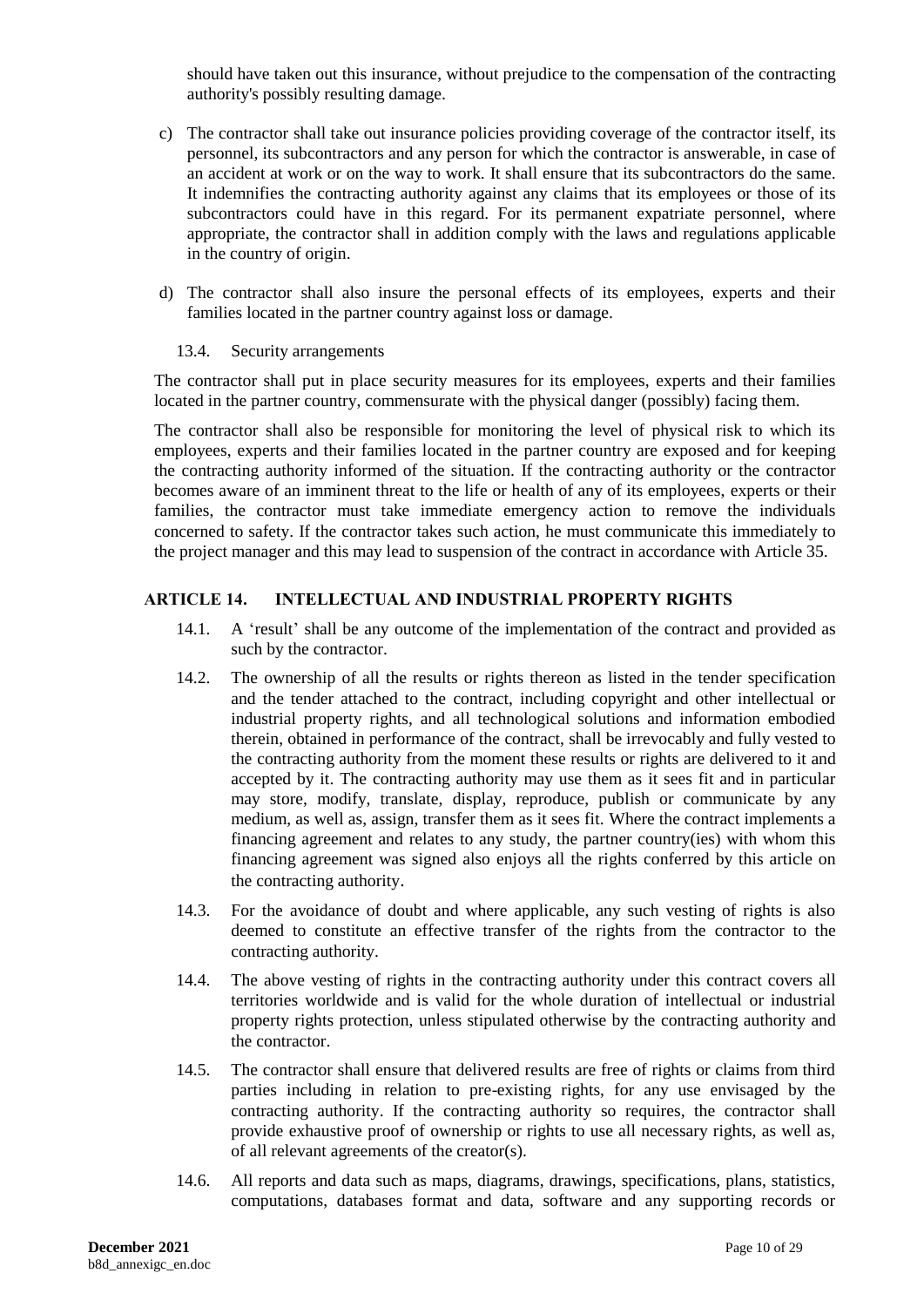should have taken out this insurance, without prejudice to the compensation of the contracting authority's possibly resulting damage.

c) The contractor shall take out insurance policies providing coverage of the contractor itself, its personnel, its subcontractors and any person for which the contractor is answerable, in case of an accident at work or on the way to work. It shall ensure that its subcontractors do the same. It indemnifies the contracting authority against any claims that its employees or those of its subcontractors could have in this regard. For its permanent expatriate personnel, where appropriate, the contractor shall in addition comply with the laws and regulations applicable in the country of origin.

d) The contractor shall also insure the personal effects of its employees, experts and their families located in the partner country against loss or damage.

### 13.4. Security arrangements

The contractor shall put in place security measures for its employees, experts and their families located in the partner country, commensurate with the physical danger (possibly) facing them.

The contractor shall also be responsible for monitoring the level of physical risk to which its employees, experts and their families located in the partner country are exposed and for keeping the contracting authority informed of the situation. If the contracting authority or the contractor becomes aware of an imminent threat to the life or health of any of its employees, experts or their families, the contractor must take immediate emergency action to remove the individuals concerned to safety. If the contractor takes such action, he must communicate this immediately to the project manager and this may lead to suspension of the contract in accordance with Article 35.

## ARTICLE 14. INTELLECTUAL AND INDUSTRIAL PROPERTY RIGHTS

14.1. A 'result' shall be any outcome of the implementation of the contract and provided as such by the contractor.

14.2. The ownership of all the results or rights thereon as listed in the tender specification and the tender attached to the contract, including copyright and other intellectual or industrial property rights, and all technological solutions and information embodied therein, obtained in performance of the contract, shall be irrevocably and fully vested to the contracting authority from the moment these results or rights are delivered to it and accepted by it. The contracting authority may use them as it sees fit and in particular may store, modify, translate, display, reproduce, publish or communicate by any medium, as well as, assign, transfer them as it sees fit. Where the contract implements a financing agreement and relates to any study, the partner country(ies) with whom this financing agreement was signed also enjoys all the rights conferred by this article on the contracting authority.

14.3. For the avoidance of doubt and where applicable, any such vesting of rights is also deemed to constitute an effective transfer of the rights from the contractor to the contracting authority.

14.4. The above vesting of rights in the contracting authority under this contract covers all territories worldwide and is valid for the whole duration of intellectual or industrial property rights protection, unless stipulated otherwise by the contracting authority and the contractor.

14.5. The contractor shall ensure that delivered results are free of rights or claims from third parties including in relation to pre-existing rights, for any use envisaged by the contracting authority. If the contracting authority so requires, the contractor shall provide exhaustive proof of ownership or rights to use all necessary rights, as well as, of all relevant agreements of the creator(s).

14.6. All reports and data such as maps, diagrams, drawings, specifications, plans, statistics, computations, databases format and data, software and any supporting records or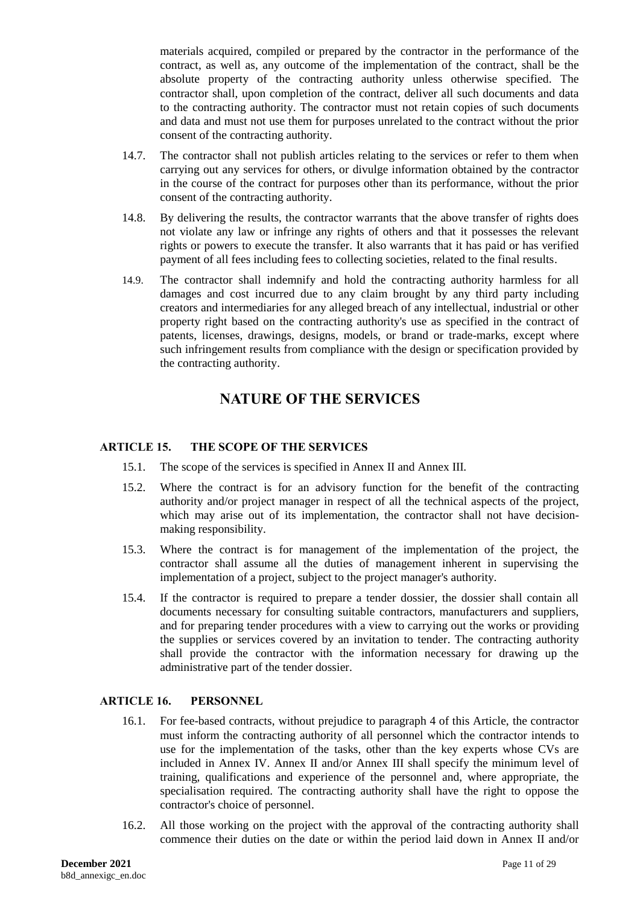materials acquired, compiled or prepared by the contractor in the performance of the contract, as well as, any outcome of the implementation of the contract, shall be the absolute property of the contracting authority unless otherwise specified. The contractor shall, upon completion of the contract, deliver all such documents and data to the contracting authority. The contractor must not retain copies of such documents and data and must not use them for purposes unrelated to the contract without the prior consent of the contracting authority.

14.7. The contractor shall not publish articles relating to the services or refer to them when carrying out any services for others, or divulge information obtained by the contractor in the course of the contract for purposes other than its performance, without the prior consent of the contracting authority.

14.8. By delivering the results, the contractor warrants that the above transfer of rights does not violate any law or infringe any rights of others and that it possesses the relevant rights or powers to execute the transfer. It also warrants that it has paid or has verified payment of all fees including fees to collecting societies, related to the final results.

14.9. The contractor shall indemnify and hold the contracting authority harmless for all damages and cost incurred due to any claim brought by any third party including creators and intermediaries for any alleged breach of any intellectual, industrial or other property right based on the contracting authority's use as specified in the contract of patents, licenses, drawings, designs, models, or brand or trade-marks, except where such infringement results from compliance with the design or specification provided by the contracting authority.

# NATURE OF THE SERVICES

## ARTICLE 15. THE SCOPE OF THE SERVICES

15.1. The scope of the services is specified in Annex II and Annex III.

15.2. Where the contract is for an advisory function for the benefit of the contracting authority and/or project manager in respect of all the technical aspects of the project, which may arise out of its implementation, the contractor shall not have decision-making responsibility.

15.3. Where the contract is for management of the implementation of the project, the contractor shall assume all the duties of management inherent in supervising the implementation of a project, subject to the project manager's authority.

15.4. If the contractor is required to prepare a tender dossier, the dossier shall contain all documents necessary for consulting suitable contractors, manufacturers and suppliers, and for preparing tender procedures with a view to carrying out the works or providing the supplies or services covered by an invitation to tender. The contracting authority shall provide the contractor with the information necessary for drawing up the administrative part of the tender dossier.

## ARTICLE 16. PERSONNEL

16.1. For fee-based contracts, without prejudice to paragraph 4 of this Article, the contractor must inform the contracting authority of all personnel which the contractor intends to use for the implementation of the tasks, other than the key experts whose CVs are included in Annex IV. Annex II and/or Annex III shall specify the minimum level of training, qualifications and experience of the personnel and, where appropriate, the specialisation required. The contracting authority shall have the right to oppose the contractor's choice of personnel.

16.2. All those working on the project with the approval of the contracting authority shall commence their duties on the date or within the period laid down in Annex II and/or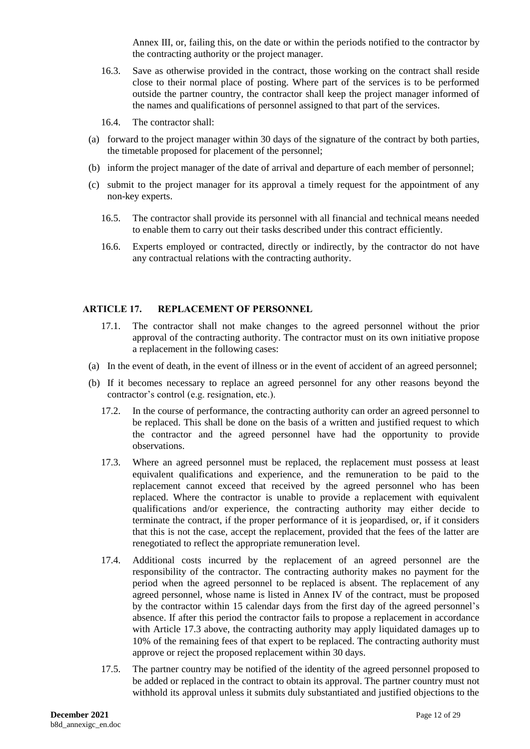Annex III, or, failing this, on the date or within the periods notified to the contractor by the contracting authority or the project manager.

16.3. Save as otherwise provided in the contract, those working on the contract shall reside close to their normal place of posting. Where part of the services is to be performed outside the partner country, the contractor shall keep the project manager informed of the names and qualifications of personnel assigned to that part of the services.

16.4. The contractor shall:

(a) forward to the project manager within 30 days of the signature of the contract by both parties, the timetable proposed for placement of the personnel;

(b) inform the project manager of the date of arrival and departure of each member of personnel;

(c) submit to the project manager for its approval a timely request for the appointment of any non-key experts.

16.5. The contractor shall provide its personnel with all financial and technical means needed to enable them to carry out their tasks described under this contract efficiently.

16.6. Experts employed or contracted, directly or indirectly, by the contractor do not have any contractual relations with the contracting authority.

## ARTICLE 17. REPLACEMENT OF PERSONNEL

17.1. The contractor shall not make changes to the agreed personnel without the prior approval of the contracting authority. The contractor must on its own initiative propose a replacement in the following cases:

(a) In the event of death, in the event of illness or in the event of accident of an agreed personnel;

(b) If it becomes necessary to replace an agreed personnel for any other reasons beyond the contractor's control (e.g. resignation, etc.).

17.2. In the course of performance, the contracting authority can order an agreed personnel to be replaced. This shall be done on the basis of a written and justified request to which the contractor and the agreed personnel have had the opportunity to provide observations.

17.3. Where an agreed personnel must be replaced, the replacement must possess at least equivalent qualifications and experience, and the remuneration to be paid to the replacement cannot exceed that received by the agreed personnel who has been replaced. Where the contractor is unable to provide a replacement with equivalent qualifications and/or experience, the contracting authority may either decide to terminate the contract, if the proper performance of it is jeopardised, or, if it considers that this is not the case, accept the replacement, provided that the fees of the latter are renegotiated to reflect the appropriate remuneration level.

17.4. Additional costs incurred by the replacement of an agreed personnel are the responsibility of the contractor. The contracting authority makes no payment for the period when the agreed personnel to be replaced is absent. The replacement of any agreed personnel, whose name is listed in Annex IV of the contract, must be proposed by the contractor within 15 calendar days from the first day of the agreed personnel's absence. If after this period the contractor fails to propose a replacement in accordance with Article 17.3 above, the contracting authority may apply liquidated damages up to 10% of the remaining fees of that expert to be replaced. The contracting authority must approve or reject the proposed replacement within 30 days.

17.5. The partner country may be notified of the identity of the agreed personnel proposed to be added or replaced in the contract to obtain its approval. The partner country must not withhold its approval unless it submits duly substantiated and justified objections to the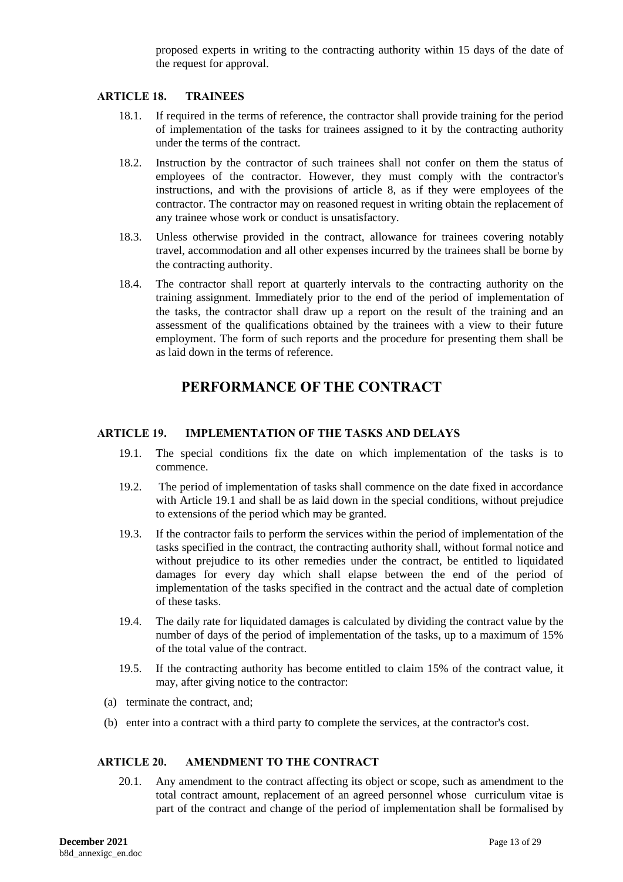proposed experts in writing to the contracting authority within 15 days of the date of the request for approval.

### ARTICLE 18. TRAINEES

18.1. If required in the terms of reference, the contractor shall provide training for the period of implementation of the tasks for trainees assigned to it by the contracting authority under the terms of the contract.

18.2. Instruction by the contractor of such trainees shall not confer on them the status of employees of the contractor. However, they must comply with the contractor's instructions, and with the provisions of article 8, as if they were employees of the contractor. The contractor may on reasoned request in writing obtain the replacement of any trainee whose work or conduct is unsatisfactory.

18.3. Unless otherwise provided in the contract, allowance for trainees covering notably travel, accommodation and all other expenses incurred by the trainees shall be borne by the contracting authority.

18.4. The contractor shall report at quarterly intervals to the contracting authority on the training assignment. Immediately prior to the end of the period of implementation of the tasks, the contractor shall draw up a report on the result of the training and an assessment of the qualifications obtained by the trainees with a view to their future employment. The form of such reports and the procedure for presenting them shall be as laid down in the terms of reference.

## PERFORMANCE OF THE CONTRACT

### ARTICLE 19. IMPLEMENTATION OF THE TASKS AND DELAYS

19.1. The special conditions fix the date on which implementation of the tasks is to commence.

19.2. The period of implementation of tasks shall commence on the date fixed in accordance with Article 19.1 and shall be as laid down in the special conditions, without prejudice to extensions of the period which may be granted.

19.3. If the contractor fails to perform the services within the period of implementation of the tasks specified in the contract, the contracting authority shall, without formal notice and without prejudice to its other remedies under the contract, be entitled to liquidated damages for every day which shall elapse between the end of the period of implementation of the tasks specified in the contract and the actual date of completion of these tasks.

19.4. The daily rate for liquidated damages is calculated by dividing the contract value by the number of days of the period of implementation of the tasks, up to a maximum of 15% of the total value of the contract.

19.5. If the contracting authority has become entitled to claim 15% of the contract value, it may, after giving notice to the contractor:

(a) terminate the contract, and;

(b) enter into a contract with a third party to complete the services, at the contractor's cost.

### ARTICLE 20. AMENDMENT TO THE CONTRACT

20.1. Any amendment to the contract affecting its object or scope, such as amendment to the total contract amount, replacement of an agreed personnel whose curriculum vitae is part of the contract and change of the period of implementation shall be formalised by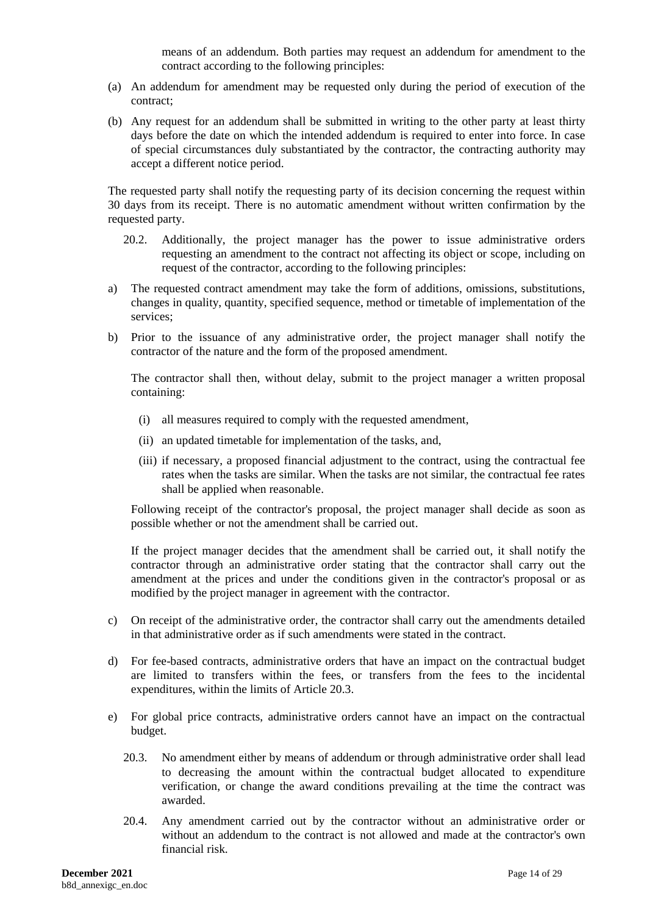means of an addendum. Both parties may request an addendum for amendment to the contract according to the following principles:

(a) An addendum for amendment may be requested only during the period of execution of the contract;

(b) Any request for an addendum shall be submitted in writing to the other party at least thirty days before the date on which the intended addendum is required to enter into force. In case of special circumstances duly substantiated by the contractor, the contracting authority may accept a different notice period.

The requested party shall notify the requesting party of its decision concerning the request within 30 days from its receipt. There is no automatic amendment without written confirmation by the requested party.

20.2. Additionally, the project manager has the power to issue administrative orders requesting an amendment to the contract not affecting its object or scope, including on request of the contractor, according to the following principles:

a) The requested contract amendment may take the form of additions, omissions, substitutions, changes in quality, quantity, specified sequence, method or timetable of implementation of the services;

b) Prior to the issuance of any administrative order, the project manager shall notify the contractor of the nature and the form of the proposed amendment.

   The contractor shall then, without delay, submit to the project manager a written proposal containing:

   (i) all measures required to comply with the requested amendment,

   (ii) an updated timetable for implementation of the tasks, and,

   (iii) if necessary, a proposed financial adjustment to the contract, using the contractual fee rates when the tasks are similar. When the tasks are not similar, the contractual fee rates shall be applied when reasonable.

   Following receipt of the contractor's proposal, the project manager shall decide as soon as possible whether or not the amendment shall be carried out.

   If the project manager decides that the amendment shall be carried out, it shall notify the contractor through an administrative order stating that the contractor shall carry out the amendment at the prices and under the conditions given in the contractor's proposal or as modified by the project manager in agreement with the contractor.

c) On receipt of the administrative order, the contractor shall carry out the amendments detailed in that administrative order as if such amendments were stated in the contract.

d) For fee-based contracts, administrative orders that have an impact on the contractual budget are limited to transfers within the fees, or transfers from the fees to the incidental expenditures, within the limits of Article 20.3.

e) For global price contracts, administrative orders cannot have an impact on the contractual budget.

20.3. No amendment either by means of addendum or through administrative order shall lead to decreasing the amount within the contractual budget allocated to expenditure verification, or change the award conditions prevailing at the time the contract was awarded.

20.4. Any amendment carried out by the contractor without an administrative order or without an addendum to the contract is not allowed and made at the contractor's own financial risk.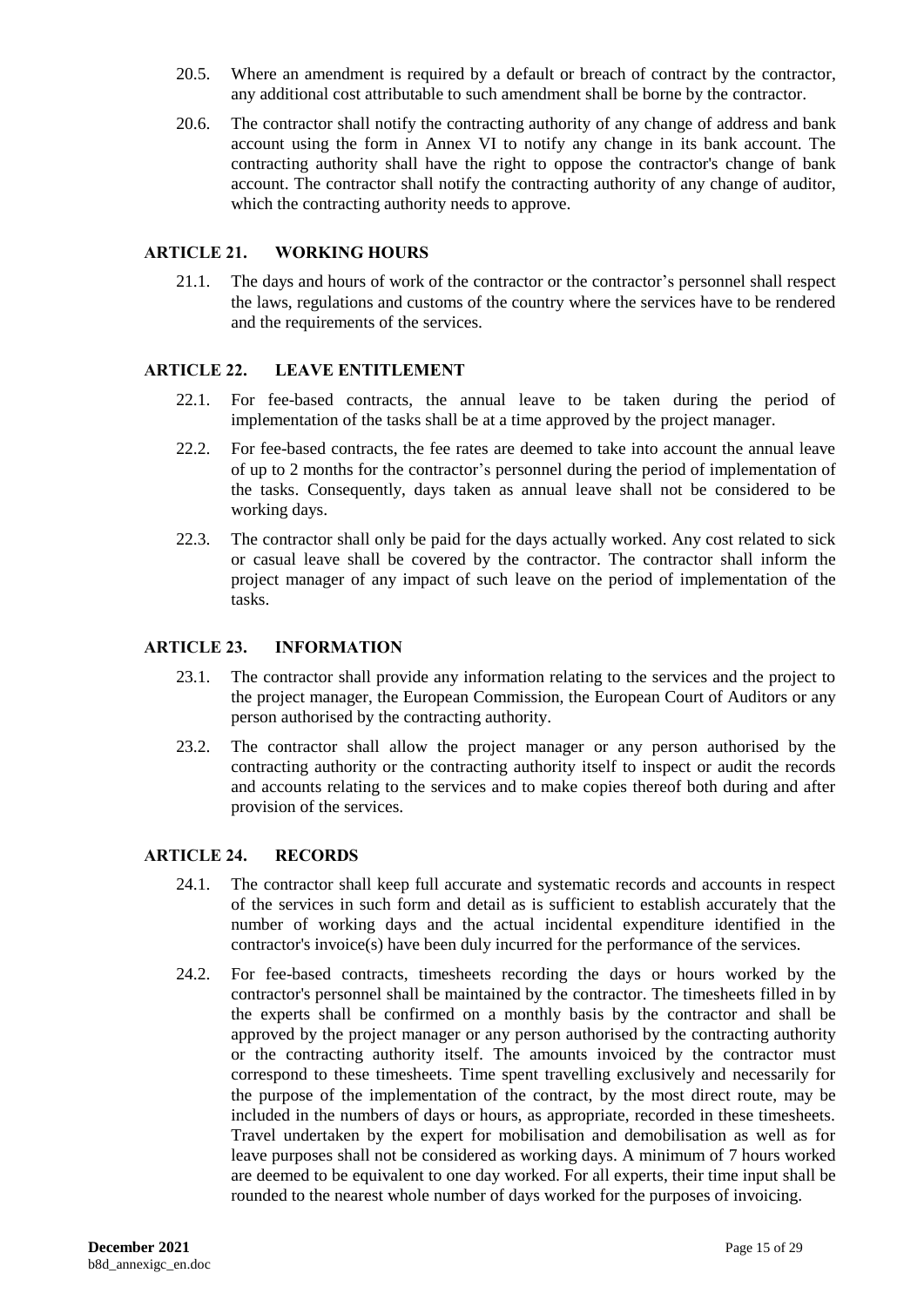20.5. Where an amendment is required by a default or breach of contract by the contractor, any additional cost attributable to such amendment shall be borne by the contractor.

20.6. The contractor shall notify the contracting authority of any change of address and bank account using the form in Annex VI to notify any change in its bank account. The contracting authority shall have the right to oppose the contractor's change of bank account. The contractor shall notify the contracting authority of any change of auditor, which the contracting authority needs to approve.

## ARTICLE 21. WORKING HOURS

21.1. The days and hours of work of the contractor or the contractor's personnel shall respect the laws, regulations and customs of the country where the services have to be rendered and the requirements of the services.

## ARTICLE 22. LEAVE ENTITLEMENT

22.1. For fee-based contracts, the annual leave to be taken during the period of implementation of the tasks shall be at a time approved by the project manager.

22.2. For fee-based contracts, the fee rates are deemed to take into account the annual leave of up to 2 months for the contractor's personnel during the period of implementation of the tasks. Consequently, days taken as annual leave shall not be considered to be working days.

22.3. The contractor shall only be paid for the days actually worked. Any cost related to sick or casual leave shall be covered by the contractor. The contractor shall inform the project manager of any impact of such leave on the period of implementation of the tasks.

## ARTICLE 23. INFORMATION

23.1. The contractor shall provide any information relating to the services and the project to the project manager, the European Commission, the European Court of Auditors or any person authorised by the contracting authority.

23.2. The contractor shall allow the project manager or any person authorised by the contracting authority or the contracting authority itself to inspect or audit the records and accounts relating to the services and to make copies thereof both during and after provision of the services.

## ARTICLE 24. RECORDS

24.1. The contractor shall keep full accurate and systematic records and accounts in respect of the services in such form and detail as is sufficient to establish accurately that the number of working days and the actual incidental expenditure identified in the contractor's invoice(s) have been duly incurred for the performance of the services.

24.2. For fee-based contracts, timesheets recording the days or hours worked by the contractor's personnel shall be maintained by the contractor. The timesheets filled in by the experts shall be confirmed on a monthly basis by the contractor and shall be approved by the project manager or any person authorised by the contracting authority or the contracting authority itself. The amounts invoiced by the contractor must correspond to these timesheets. Time spent travelling exclusively and necessarily for the purpose of the implementation of the contract, by the most direct route, may be included in the numbers of days or hours, as appropriate, recorded in these timesheets. Travel undertaken by the expert for mobilisation and demobilisation as well as for leave purposes shall not be considered as working days. A minimum of 7 hours worked are deemed to be equivalent to one day worked. For all experts, their time input shall be rounded to the nearest whole number of days worked for the purposes of invoicing.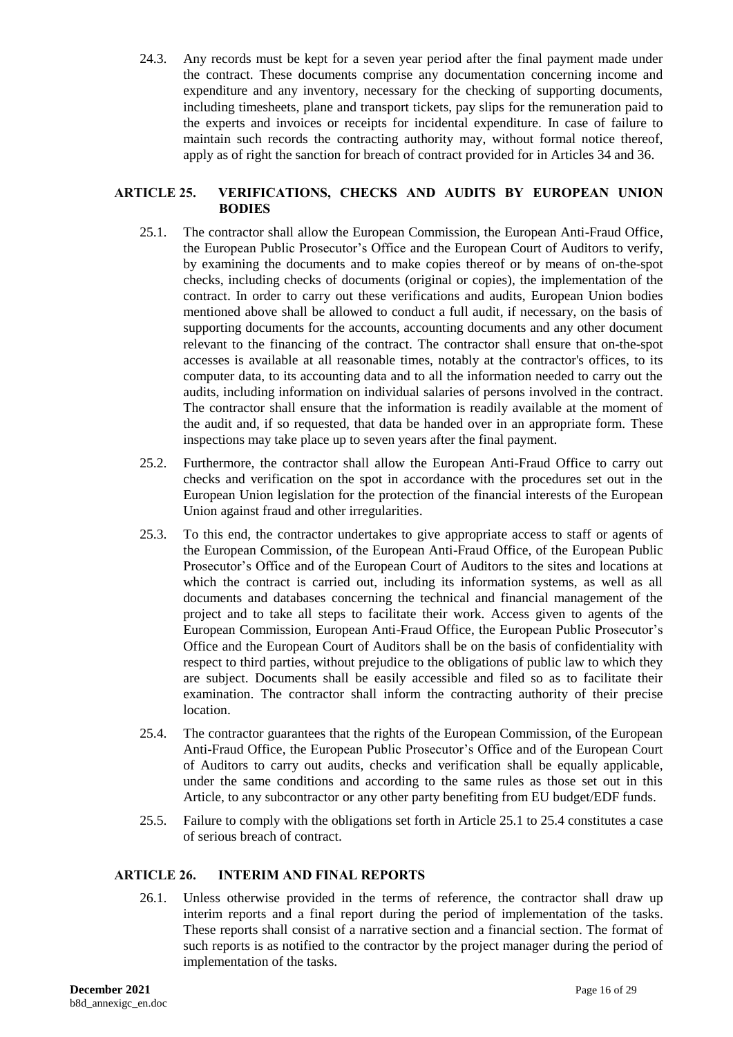24.3. Any records must be kept for a seven year period after the final payment made under the contract. These documents comprise any documentation concerning income and expenditure and any inventory, necessary for the checking of supporting documents, including timesheets, plane and transport tickets, pay slips for the remuneration paid to the experts and invoices or receipts for incidental expenditure. In case of failure to maintain such records the contracting authority may, without formal notice thereof, apply as of right the sanction for breach of contract provided for in Articles 34 and 36.

## ARTICLE 25. VERIFICATIONS, CHECKS AND AUDITS BY EUROPEAN UNION BODIES

25.1. The contractor shall allow the European Commission, the European Anti-Fraud Office, the European Public Prosecutor's Office and the European Court of Auditors to verify, by examining the documents and to make copies thereof or by means of on-the-spot checks, including checks of documents (original or copies), the implementation of the contract. In order to carry out these verifications and audits, European Union bodies mentioned above shall be allowed to conduct a full audit, if necessary, on the basis of supporting documents for the accounts, accounting documents and any other document relevant to the financing of the contract. The contractor shall ensure that on-the-spot accesses is available at all reasonable times, notably at the contractor's offices, to its computer data, to its accounting data and to all the information needed to carry out the audits, including information on individual salaries of persons involved in the contract. The contractor shall ensure that the information is readily available at the moment of the audit and, if so requested, that data be handed over in an appropriate form. These inspections may take place up to seven years after the final payment.

25.2. Furthermore, the contractor shall allow the European Anti-Fraud Office to carry out checks and verification on the spot in accordance with the procedures set out in the European Union legislation for the protection of the financial interests of the European Union against fraud and other irregularities.

25.3. To this end, the contractor undertakes to give appropriate access to staff or agents of the European Commission, of the European Anti-Fraud Office, of the European Public Prosecutor's Office and of the European Court of Auditors to the sites and locations at which the contract is carried out, including its information systems, as well as all documents and databases concerning the technical and financial management of the project and to take all steps to facilitate their work. Access given to agents of the European Commission, European Anti-Fraud Office, the European Public Prosecutor's Office and the European Court of Auditors shall be on the basis of confidentiality with respect to third parties, without prejudice to the obligations of public law to which they are subject. Documents shall be easily accessible and filed so as to facilitate their examination. The contractor shall inform the contracting authority of their precise location.

25.4. The contractor guarantees that the rights of the European Commission, of the European Anti-Fraud Office, the European Public Prosecutor's Office and of the European Court of Auditors to carry out audits, checks and verification shall be equally applicable, under the same conditions and according to the same rules as those set out in this Article, to any subcontractor or any other party benefiting from EU budget/EDF funds.

25.5. Failure to comply with the obligations set forth in Article 25.1 to 25.4 constitutes a case of serious breach of contract.

## ARTICLE 26. INTERIM AND FINAL REPORTS

26.1. Unless otherwise provided in the terms of reference, the contractor shall draw up interim reports and a final report during the period of implementation of the tasks. These reports shall consist of a narrative section and a financial section. The format of such reports is as notified to the contractor by the project manager during the period of implementation of the tasks.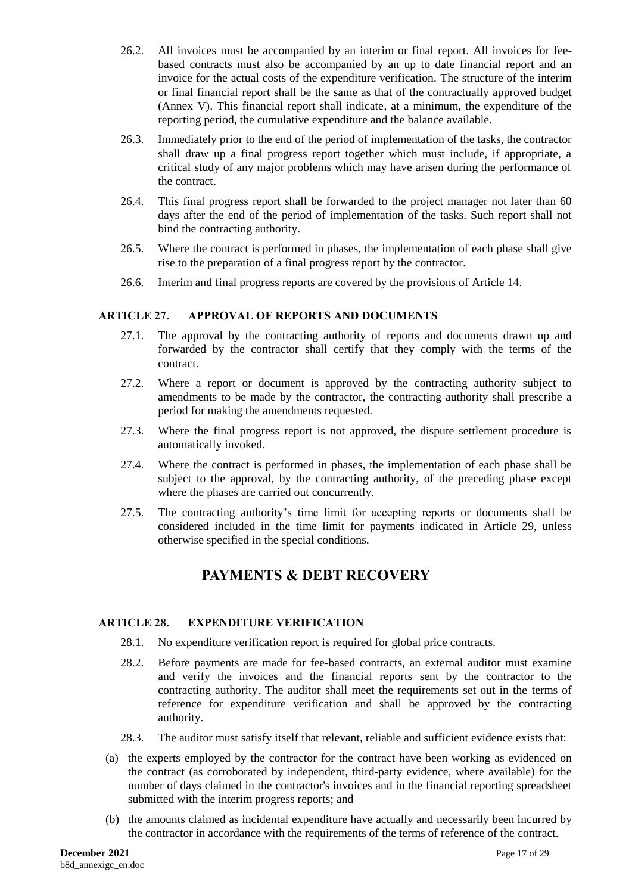26.2. All invoices must be accompanied by an interim or final report. All invoices for fee-based contracts must also be accompanied by an up to date financial report and an invoice for the actual costs of the expenditure verification. The structure of the interim or final financial report shall be the same as that of the contractually approved budget (Annex V). This financial report shall indicate, at a minimum, the expenditure of the reporting period, the cumulative expenditure and the balance available.

26.3. Immediately prior to the end of the period of implementation of the tasks, the contractor shall draw up a final progress report together which must include, if appropriate, a critical study of any major problems which may have arisen during the performance of the contract.

26.4. This final progress report shall be forwarded to the project manager not later than 60 days after the end of the period of implementation of the tasks. Such report shall not bind the contracting authority.

26.5. Where the contract is performed in phases, the implementation of each phase shall give rise to the preparation of a final progress report by the contractor.

26.6. Interim and final progress reports are covered by the provisions of Article 14.

### ARTICLE 27. APPROVAL OF REPORTS AND DOCUMENTS

27.1. The approval by the contracting authority of reports and documents drawn up and forwarded by the contractor shall certify that they comply with the terms of the contract.

27.2. Where a report or document is approved by the contracting authority subject to amendments to be made by the contractor, the contracting authority shall prescribe a period for making the amendments requested.

27.3. Where the final progress report is not approved, the dispute settlement procedure is automatically invoked.

27.4. Where the contract is performed in phases, the implementation of each phase shall be subject to the approval, by the contracting authority, of the preceding phase except where the phases are carried out concurrently.

27.5. The contracting authority's time limit for accepting reports or documents shall be considered included in the time limit for payments indicated in Article 29, unless otherwise specified in the special conditions.

## PAYMENTS & DEBT RECOVERY

### ARTICLE 28. EXPENDITURE VERIFICATION

28.1. No expenditure verification report is required for global price contracts.

28.2. Before payments are made for fee-based contracts, an external auditor must examine and verify the invoices and the financial reports sent by the contractor to the contracting authority. The auditor shall meet the requirements set out in the terms of reference for expenditure verification and shall be approved by the contracting authority.

28.3. The auditor must satisfy itself that relevant, reliable and sufficient evidence exists that:

(a) the experts employed by the contractor for the contract have been working as evidenced on the contract (as corroborated by independent, third-party evidence, where available) for the number of days claimed in the contractor's invoices and in the financial reporting spreadsheet submitted with the interim progress reports; and

(b) the amounts claimed as incidental expenditure have actually and necessarily been incurred by the contractor in accordance with the requirements of the terms of reference of the contract.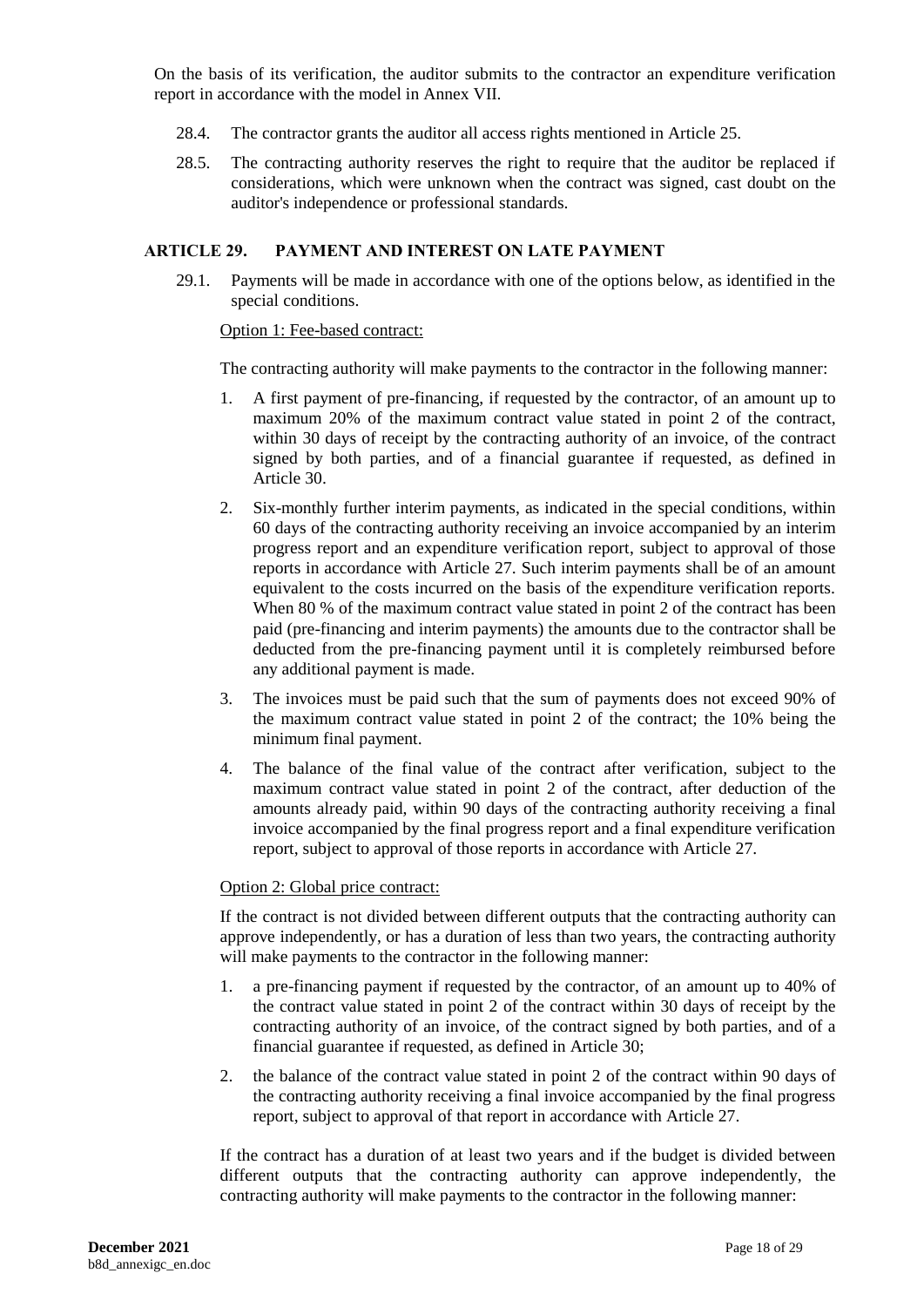On the basis of its verification, the auditor submits to the contractor an expenditure verification report in accordance with the model in Annex VII.

28.4. The contractor grants the auditor all access rights mentioned in Article 25.

28.5. The contracting authority reserves the right to require that the auditor be replaced if considerations, which were unknown when the contract was signed, cast doubt on the auditor's independence or professional standards.

## ARTICLE 29. PAYMENT AND INTEREST ON LATE PAYMENT

29.1. Payments will be made in accordance with one of the options below, as identified in the special conditions.

Option 1: Fee-based contract:

The contracting authority will make payments to the contractor in the following manner:

1. A first payment of pre-financing, if requested by the contractor, of an amount up to maximum 20% of the maximum contract value stated in point 2 of the contract, within 30 days of receipt by the contracting authority of an invoice, of the contract signed by both parties, and of a financial guarantee if requested, as defined in Article 30.
2. Six-monthly further interim payments, as indicated in the special conditions, within 60 days of the contracting authority receiving an invoice accompanied by an interim progress report and an expenditure verification report, subject to approval of those reports in accordance with Article 27. Such interim payments shall be of an amount equivalent to the costs incurred on the basis of the expenditure verification reports. When 80 % of the maximum contract value stated in point 2 of the contract has been paid (pre-financing and interim payments) the amounts due to the contractor shall be deducted from the pre-financing payment until it is completely reimbursed before any additional payment is made.
3. The invoices must be paid such that the sum of payments does not exceed 90% of the maximum contract value stated in point 2 of the contract; the 10% being the minimum final payment.
4. The balance of the final value of the contract after verification, subject to the maximum contract value stated in point 2 of the contract, after deduction of the amounts already paid, within 90 days of the contracting authority receiving a final invoice accompanied by the final progress report and a final expenditure verification report, subject to approval of those reports in accordance with Article 27.

Option 2: Global price contract:

If the contract is not divided between different outputs that the contracting authority can approve independently, or has a duration of less than two years, the contracting authority will make payments to the contractor in the following manner:

1. a pre-financing payment if requested by the contractor, of an amount up to 40% of the contract value stated in point 2 of the contract within 30 days of receipt by the contracting authority of an invoice, of the contract signed by both parties, and of a financial guarantee if requested, as defined in Article 30;
2. the balance of the contract value stated in point 2 of the contract within 90 days of the contracting authority receiving a final invoice accompanied by the final progress report, subject to approval of that report in accordance with Article 27.

If the contract has a duration of at least two years and if the budget is divided between different outputs that the contracting authority can approve independently, the contracting authority will make payments to the contractor in the following manner: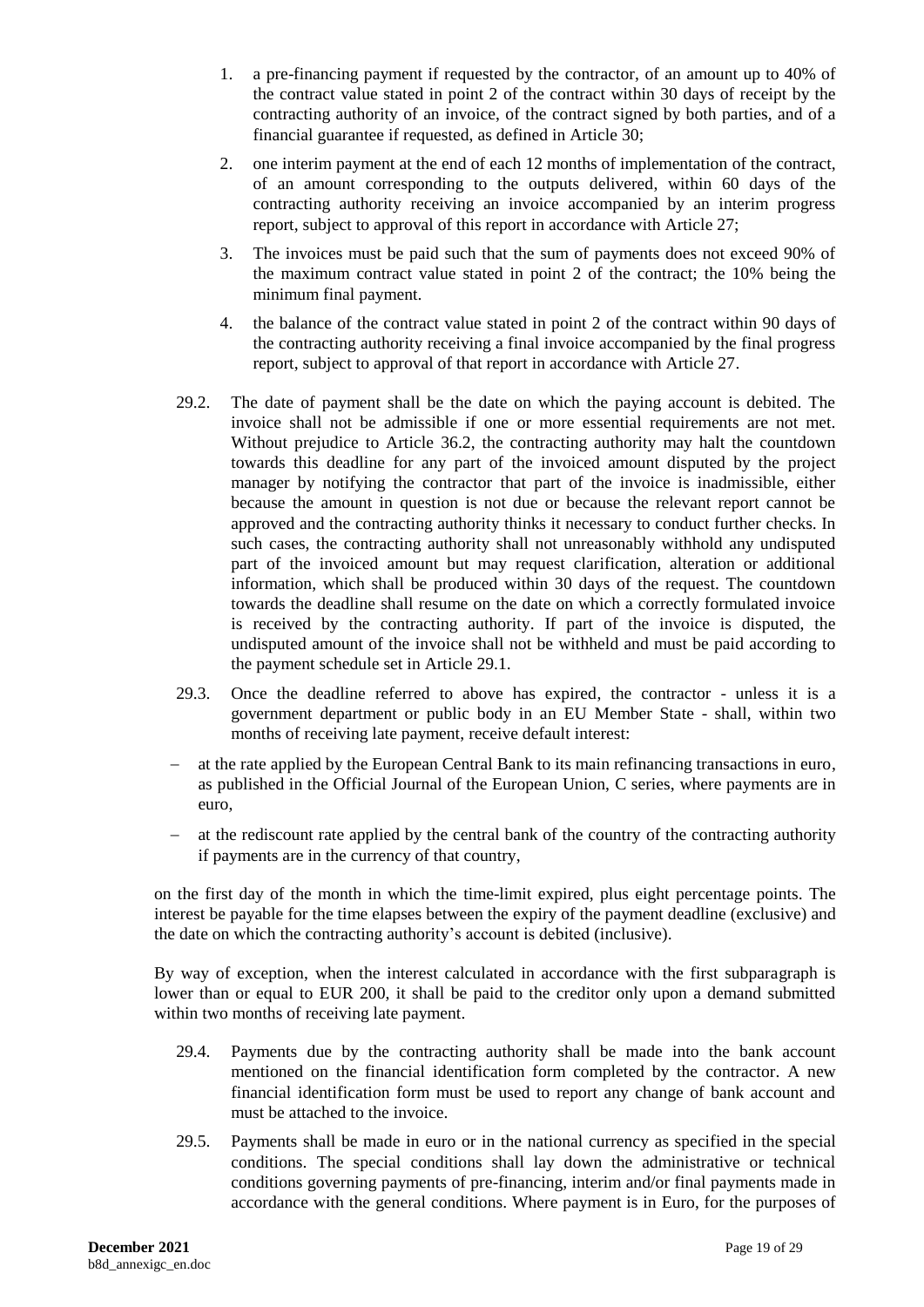1. a pre-financing payment if requested by the contractor, of an amount up to 40% of the contract value stated in point 2 of the contract within 30 days of receipt by the contracting authority of an invoice, of the contract signed by both parties, and of a financial guarantee if requested, as defined in Article 30;

2. one interim payment at the end of each 12 months of implementation of the contract, of an amount corresponding to the outputs delivered, within 60 days of the contracting authority receiving an invoice accompanied by an interim progress report, subject to approval of this report in accordance with Article 27;

3. The invoices must be paid such that the sum of payments does not exceed 90% of the maximum contract value stated in point 2 of the contract; the 10% being the minimum final payment.

4. the balance of the contract value stated in point 2 of the contract within 90 days of the contracting authority receiving a final invoice accompanied by the final progress report, subject to approval of that report in accordance with Article 27.

29.2. The date of payment shall be the date on which the paying account is debited. The invoice shall not be admissible if one or more essential requirements are not met. Without prejudice to Article 36.2, the contracting authority may halt the countdown towards this deadline for any part of the invoiced amount disputed by the project manager by notifying the contractor that part of the invoice is inadmissible, either because the amount in question is not due or because the relevant report cannot be approved and the contracting authority thinks it necessary to conduct further checks. In such cases, the contracting authority shall not unreasonably withhold any undisputed part of the invoiced amount but may request clarification, alteration or additional information, which shall be produced within 30 days of the request. The countdown towards the deadline shall resume on the date on which a correctly formulated invoice is received by the contracting authority. If part of the invoice is disputed, the undisputed amount of the invoice shall not be withheld and must be paid according to the payment schedule set in Article 29.1.

29.3. Once the deadline referred to above has expired, the contractor - unless it is a government department or public body in an EU Member State - shall, within two months of receiving late payment, receive default interest:

- at the rate applied by the European Central Bank to its main refinancing transactions in euro, as published in the Official Journal of the European Union, C series, where payments are in euro,
- at the rediscount rate applied by the central bank of the country of the contracting authority if payments are in the currency of that country,

on the first day of the month in which the time-limit expired, plus eight percentage points. The interest be payable for the time elapses between the expiry of the payment deadline (exclusive) and the date on which the contracting authority's account is debited (inclusive).

By way of exception, when the interest calculated in accordance with the first subparagraph is lower than or equal to EUR 200, it shall be paid to the creditor only upon a demand submitted within two months of receiving late payment.

29.4. Payments due by the contracting authority shall be made into the bank account mentioned on the financial identification form completed by the contractor. A new financial identification form must be used to report any change of bank account and must be attached to the invoice.

29.5. Payments shall be made in euro or in the national currency as specified in the special conditions. The special conditions shall lay down the administrative or technical conditions governing payments of pre-financing, interim and/or final payments made in accordance with the general conditions. Where payment is in Euro, for the purposes of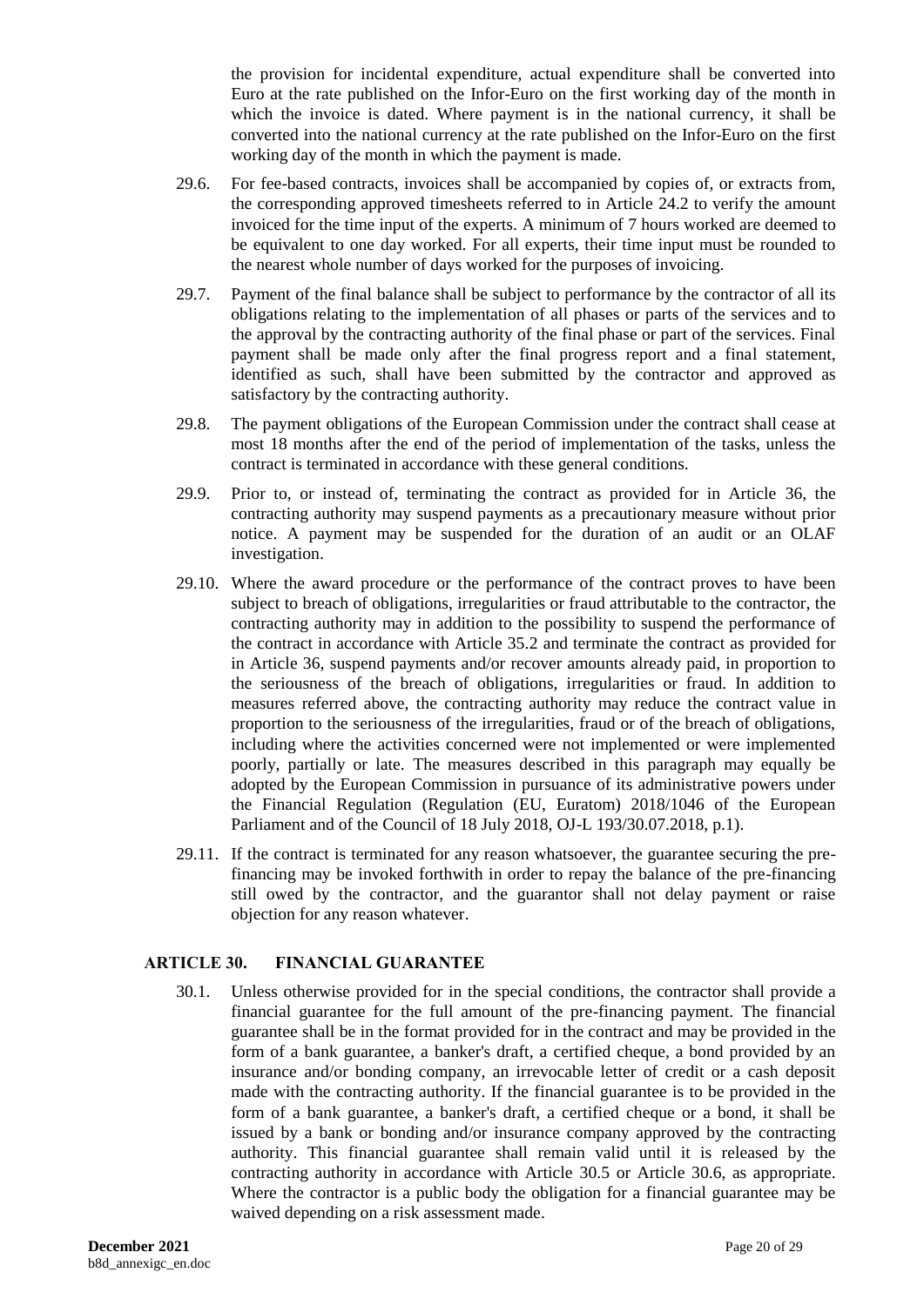the provision for incidental expenditure, actual expenditure shall be converted into Euro at the rate published on the Infor-Euro on the first working day of the month in which the invoice is dated. Where payment is in the national currency, it shall be converted into the national currency at the rate published on the Infor-Euro on the first working day of the month in which the payment is made.

29.6. For fee-based contracts, invoices shall be accompanied by copies of, or extracts from, the corresponding approved timesheets referred to in Article 24.2 to verify the amount invoiced for the time input of the experts. A minimum of 7 hours worked are deemed to be equivalent to one day worked. For all experts, their time input must be rounded to the nearest whole number of days worked for the purposes of invoicing.

29.7. Payment of the final balance shall be subject to performance by the contractor of all its obligations relating to the implementation of all phases or parts of the services and to the approval by the contracting authority of the final phase or part of the services. Final payment shall be made only after the final progress report and a final statement, identified as such, shall have been submitted by the contractor and approved as satisfactory by the contracting authority.

29.8. The payment obligations of the European Commission under the contract shall cease at most 18 months after the end of the period of implementation of the tasks, unless the contract is terminated in accordance with these general conditions.

29.9. Prior to, or instead of, terminating the contract as provided for in Article 36, the contracting authority may suspend payments as a precautionary measure without prior notice. A payment may be suspended for the duration of an audit or an OLAF investigation.

29.10. Where the award procedure or the performance of the contract proves to have been subject to breach of obligations, irregularities or fraud attributable to the contractor, the contracting authority may in addition to the possibility to suspend the performance of the contract in accordance with Article 35.2 and terminate the contract as provided for in Article 36, suspend payments and/or recover amounts already paid, in proportion to the seriousness of the breach of obligations, irregularities or fraud. In addition to measures referred above, the contracting authority may reduce the contract value in proportion to the seriousness of the irregularities, fraud or of the breach of obligations, including where the activities concerned were not implemented or were implemented poorly, partially or late. The measures described in this paragraph may equally be adopted by the European Commission in pursuance of its administrative powers under the Financial Regulation (Regulation (EU, Euratom) 2018/1046 of the European Parliament and of the Council of 18 July 2018, OJ-L 193/30.07.2018, p.1).

29.11. If the contract is terminated for any reason whatsoever, the guarantee securing the pre-financing may be invoked forthwith in order to repay the balance of the pre-financing still owed by the contractor, and the guarantor shall not delay payment or raise objection for any reason whatever.

## ARTICLE 30. FINANCIAL GUARANTEE

30.1. Unless otherwise provided for in the special conditions, the contractor shall provide a financial guarantee for the full amount of the pre-financing payment. The financial guarantee shall be in the format provided for in the contract and may be provided in the form of a bank guarantee, a banker's draft, a certified cheque, a bond provided by an insurance and/or bonding company, an irrevocable letter of credit or a cash deposit made with the contracting authority. If the financial guarantee is to be provided in the form of a bank guarantee, a banker's draft, a certified cheque or a bond, it shall be issued by a bank or bonding and/or insurance company approved by the contracting authority. This financial guarantee shall remain valid until it is released by the contracting authority in accordance with Article 30.5 or Article 30.6, as appropriate. Where the contractor is a public body the obligation for a financial guarantee may be waived depending on a risk assessment made.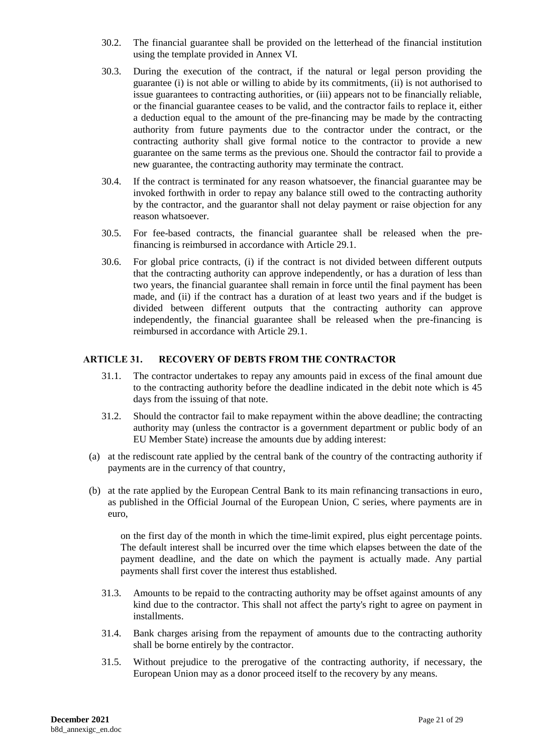30.2. The financial guarantee shall be provided on the letterhead of the financial institution using the template provided in Annex VI.

30.3. During the execution of the contract, if the natural or legal person providing the guarantee (i) is not able or willing to abide by its commitments, (ii) is not authorised to issue guarantees to contracting authorities, or (iii) appears not to be financially reliable, or the financial guarantee ceases to be valid, and the contractor fails to replace it, either a deduction equal to the amount of the pre-financing may be made by the contracting authority from future payments due to the contractor under the contract, or the contracting authority shall give formal notice to the contractor to provide a new guarantee on the same terms as the previous one. Should the contractor fail to provide a new guarantee, the contracting authority may terminate the contract.

30.4. If the contract is terminated for any reason whatsoever, the financial guarantee may be invoked forthwith in order to repay any balance still owed to the contracting authority by the contractor, and the guarantor shall not delay payment or raise objection for any reason whatsoever.

30.5. For fee-based contracts, the financial guarantee shall be released when the pre-financing is reimbursed in accordance with Article 29.1.

30.6. For global price contracts, (i) if the contract is not divided between different outputs that the contracting authority can approve independently, or has a duration of less than two years, the financial guarantee shall remain in force until the final payment has been made, and (ii) if the contract has a duration of at least two years and if the budget is divided between different outputs that the contracting authority can approve independently, the financial guarantee shall be released when the pre-financing is reimbursed in accordance with Article 29.1.

## ARTICLE 31. RECOVERY OF DEBTS FROM THE CONTRACTOR

31.1. The contractor undertakes to repay any amounts paid in excess of the final amount due to the contracting authority before the deadline indicated in the debit note which is 45 days from the issuing of that note.

31.2. Should the contractor fail to make repayment within the above deadline; the contracting authority may (unless the contractor is a government department or public body of an EU Member State) increase the amounts due by adding interest:

(a) at the rediscount rate applied by the central bank of the country of the contracting authority if payments are in the currency of that country,

(b) at the rate applied by the European Central Bank to its main refinancing transactions in euro, as published in the Official Journal of the European Union, C series, where payments are in euro,

on the first day of the month in which the time-limit expired, plus eight percentage points. The default interest shall be incurred over the time which elapses between the date of the payment deadline, and the date on which the payment is actually made. Any partial payments shall first cover the interest thus established.

31.3. Amounts to be repaid to the contracting authority may be offset against amounts of any kind due to the contractor. This shall not affect the party's right to agree on payment in installments.

31.4. Bank charges arising from the repayment of amounts due to the contracting authority shall be borne entirely by the contractor.

31.5. Without prejudice to the prerogative of the contracting authority, if necessary, the European Union may as a donor proceed itself to the recovery by any means.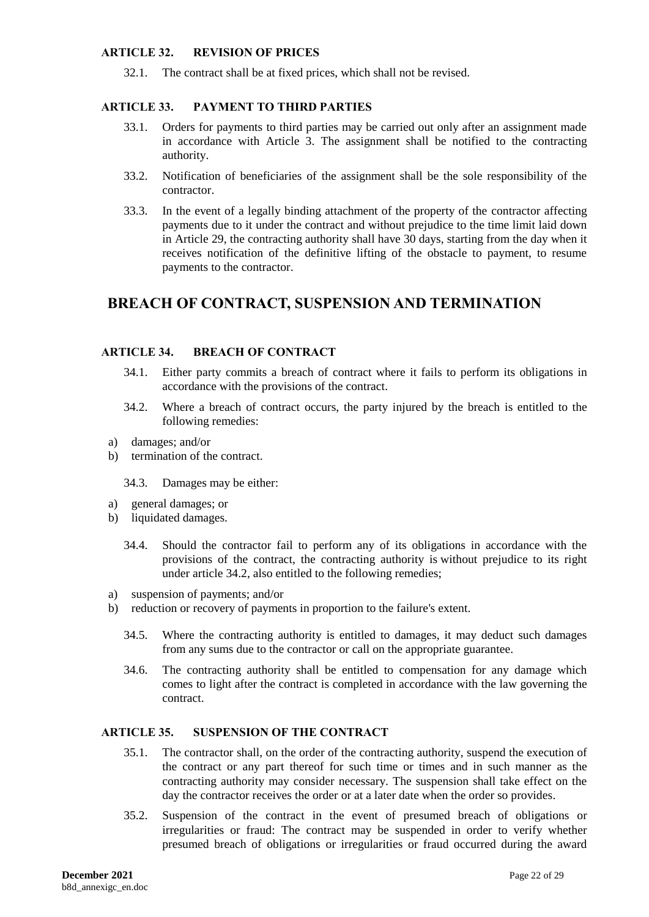### ARTICLE 32. REVISION OF PRICES

32.1. The contract shall be at fixed prices, which shall not be revised.

### ARTICLE 33. PAYMENT TO THIRD PARTIES

33.1. Orders for payments to third parties may be carried out only after an assignment made in accordance with Article 3. The assignment shall be notified to the contracting authority.

33.2. Notification of beneficiaries of the assignment shall be the sole responsibility of the contractor.

33.3. In the event of a legally binding attachment of the property of the contractor affecting payments due to it under the contract and without prejudice to the time limit laid down in Article 29, the contracting authority shall have 30 days, starting from the day when it receives notification of the definitive lifting of the obstacle to payment, to resume payments to the contractor.

## BREACH OF CONTRACT, SUSPENSION AND TERMINATION

### ARTICLE 34. BREACH OF CONTRACT

34.1. Either party commits a breach of contract where it fails to perform its obligations in accordance with the provisions of the contract.

34.2. Where a breach of contract occurs, the party injured by the breach is entitled to the following remedies:

a) damages; and/or
b) termination of the contract.

34.3. Damages may be either:

a) general damages; or
b) liquidated damages.

34.4. Should the contractor fail to perform any of its obligations in accordance with the provisions of the contract, the contracting authority is without prejudice to its right under article 34.2, also entitled to the following remedies;

a) suspension of payments; and/or
b) reduction or recovery of payments in proportion to the failure's extent.

34.5. Where the contracting authority is entitled to damages, it may deduct such damages from any sums due to the contractor or call on the appropriate guarantee.

34.6. The contracting authority shall be entitled to compensation for any damage which comes to light after the contract is completed in accordance with the law governing the contract.

### ARTICLE 35. SUSPENSION OF THE CONTRACT

35.1. The contractor shall, on the order of the contracting authority, suspend the execution of the contract or any part thereof for such time or times and in such manner as the contracting authority may consider necessary. The suspension shall take effect on the day the contractor receives the order or at a later date when the order so provides.

35.2. Suspension of the contract in the event of presumed breach of obligations or irregularities or fraud: The contract may be suspended in order to verify whether presumed breach of obligations or irregularities or fraud occurred during the award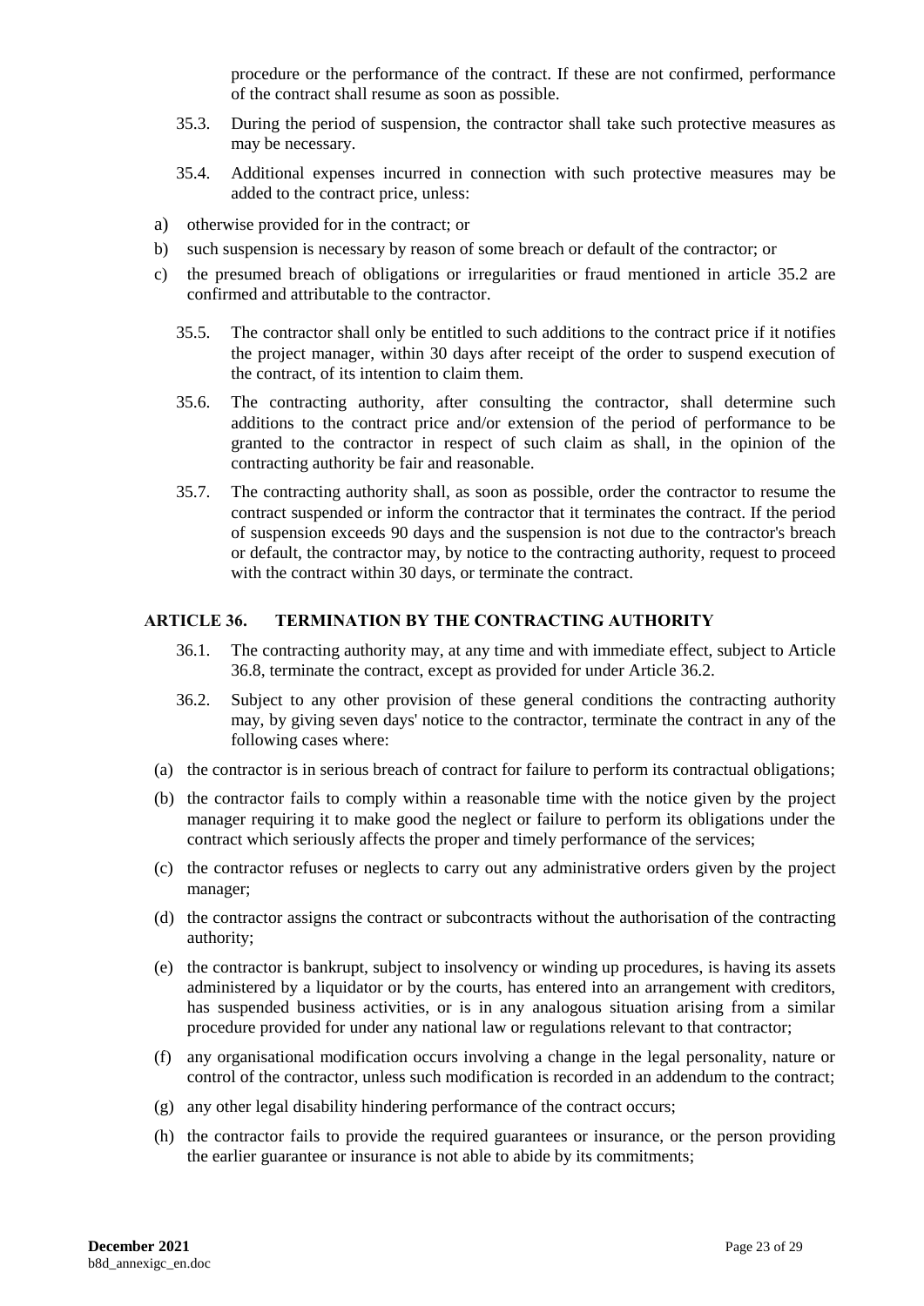procedure or the performance of the contract. If these are not confirmed, performance of the contract shall resume as soon as possible.

35.3. During the period of suspension, the contractor shall take such protective measures as may be necessary.

35.4. Additional expenses incurred in connection with such protective measures may be added to the contract price, unless:

a) otherwise provided for in the contract; or
b) such suspension is necessary by reason of some breach or default of the contractor; or
c) the presumed breach of obligations or irregularities or fraud mentioned in article 35.2 are confirmed and attributable to the contractor.

35.5. The contractor shall only be entitled to such additions to the contract price if it notifies the project manager, within 30 days after receipt of the order to suspend execution of the contract, of its intention to claim them.

35.6. The contracting authority, after consulting the contractor, shall determine such additions to the contract price and/or extension of the period of performance to be granted to the contractor in respect of such claim as shall, in the opinion of the contracting authority be fair and reasonable.

35.7. The contracting authority shall, as soon as possible, order the contractor to resume the contract suspended or inform the contractor that it terminates the contract. If the period of suspension exceeds 90 days and the suspension is not due to the contractor's breach or default, the contractor may, by notice to the contracting authority, request to proceed with the contract within 30 days, or terminate the contract.

## ARTICLE 36. TERMINATION BY THE CONTRACTING AUTHORITY

36.1. The contracting authority may, at any time and with immediate effect, subject to Article 36.8, terminate the contract, except as provided for under Article 36.2.

36.2. Subject to any other provision of these general conditions the contracting authority may, by giving seven days' notice to the contractor, terminate the contract in any of the following cases where:

(a) the contractor is in serious breach of contract for failure to perform its contractual obligations;
(b) the contractor fails to comply within a reasonable time with the notice given by the project manager requiring it to make good the neglect or failure to perform its obligations under the contract which seriously affects the proper and timely performance of the services;
(c) the contractor refuses or neglects to carry out any administrative orders given by the project manager;
(d) the contractor assigns the contract or subcontracts without the authorisation of the contracting authority;
(e) the contractor is bankrupt, subject to insolvency or winding up procedures, is having its assets administered by a liquidator or by the courts, has entered into an arrangement with creditors, has suspended business activities, or is in any analogous situation arising from a similar procedure provided for under any national law or regulations relevant to that contractor;
(f) any organisational modification occurs involving a change in the legal personality, nature or control of the contractor, unless such modification is recorded in an addendum to the contract;
(g) any other legal disability hindering performance of the contract occurs;
(h) the contractor fails to provide the required guarantees or insurance, or the person providing the earlier guarantee or insurance is not able to abide by its commitments;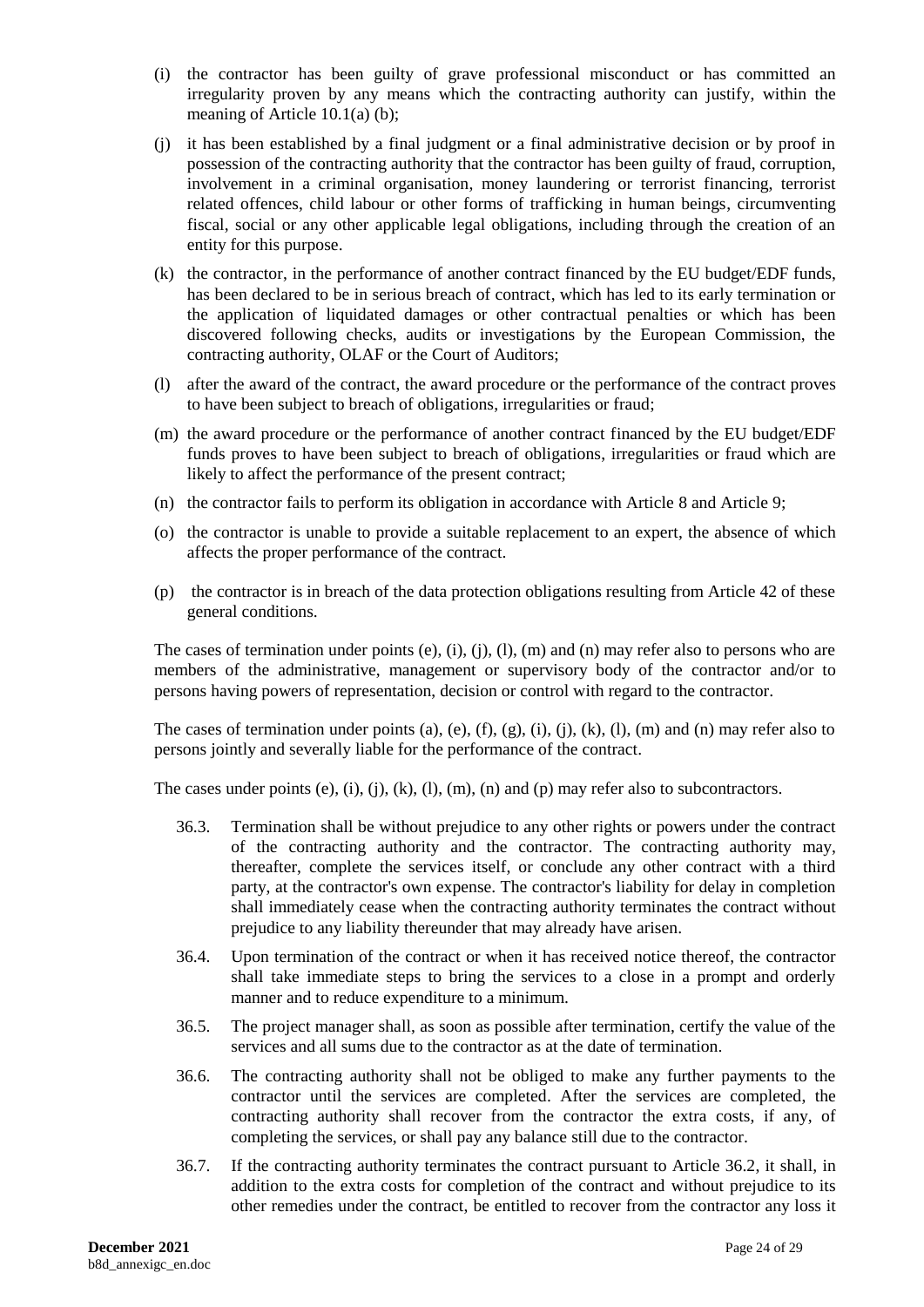(i) the contractor has been guilty of grave professional misconduct or has committed an irregularity proven by any means which the contracting authority can justify, within the meaning of Article 10.1(a) (b);

(j) it has been established by a final judgment or a final administrative decision or by proof in possession of the contracting authority that the contractor has been guilty of fraud, corruption, involvement in a criminal organisation, money laundering or terrorist financing, terrorist related offences, child labour or other forms of trafficking in human beings, circumventing fiscal, social or any other applicable legal obligations, including through the creation of an entity for this purpose.

(k) the contractor, in the performance of another contract financed by the EU budget/EDF funds, has been declared to be in serious breach of contract, which has led to its early termination or the application of liquidated damages or other contractual penalties or which has been discovered following checks, audits or investigations by the European Commission, the contracting authority, OLAF or the Court of Auditors;

(l) after the award of the contract, the award procedure or the performance of the contract proves to have been subject to breach of obligations, irregularities or fraud;

(m) the award procedure or the performance of another contract financed by the EU budget/EDF funds proves to have been subject to breach of obligations, irregularities or fraud which are likely to affect the performance of the present contract;

(n) the contractor fails to perform its obligation in accordance with Article 8 and Article 9;

(o) the contractor is unable to provide a suitable replacement to an expert, the absence of which affects the proper performance of the contract.

(p) the contractor is in breach of the data protection obligations resulting from Article 42 of these general conditions.

The cases of termination under points (e), (i), (j), (l), (m) and (n) may refer also to persons who are members of the administrative, management or supervisory body of the contractor and/or to persons having powers of representation, decision or control with regard to the contractor.

The cases of termination under points (a), (e), (f), (g), (i), (j), (k), (l), (m) and (n) may refer also to persons jointly and severally liable for the performance of the contract.

The cases under points (e), (i), (j), (k), (l), (m), (n) and (p) may refer also to subcontractors.

36.3. Termination shall be without prejudice to any other rights or powers under the contract of the contracting authority and the contractor. The contracting authority may, thereafter, complete the services itself, or conclude any other contract with a third party, at the contractor's own expense. The contractor's liability for delay in completion shall immediately cease when the contracting authority terminates the contract without prejudice to any liability thereunder that may already have arisen.

36.4. Upon termination of the contract or when it has received notice thereof, the contractor shall take immediate steps to bring the services to a close in a prompt and orderly manner and to reduce expenditure to a minimum.

36.5. The project manager shall, as soon as possible after termination, certify the value of the services and all sums due to the contractor as at the date of termination.

36.6. The contracting authority shall not be obliged to make any further payments to the contractor until the services are completed. After the services are completed, the contracting authority shall recover from the contractor the extra costs, if any, of completing the services, or shall pay any balance still due to the contractor.

36.7. If the contracting authority terminates the contract pursuant to Article 36.2, it shall, in addition to the extra costs for completion of the contract and without prejudice to its other remedies under the contract, be entitled to recover from the contractor any loss it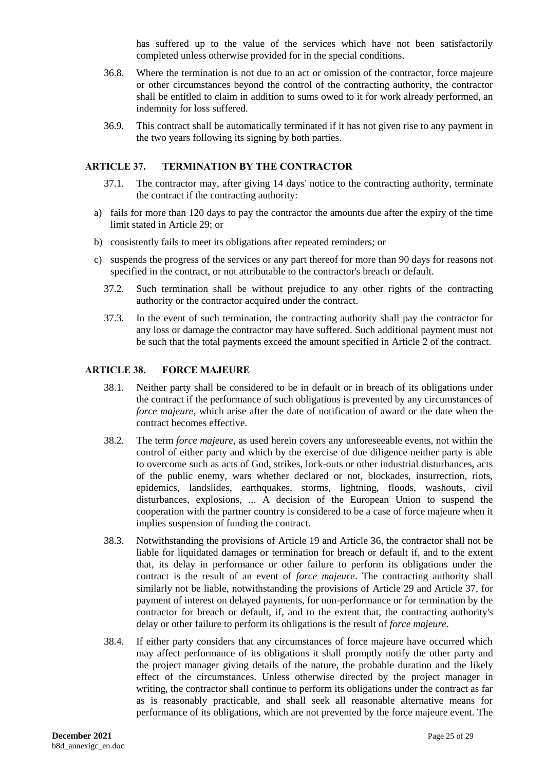has suffered up to the value of the services which have not been satisfactorily completed unless otherwise provided for in the special conditions.

36.8. Where the termination is not due to an act or omission of the contractor, force majeure or other circumstances beyond the control of the contracting authority, the contractor shall be entitled to claim in addition to sums owed to it for work already performed, an indemnity for loss suffered.

36.9. This contract shall be automatically terminated if it has not given rise to any payment in the two years following its signing by both parties.

## ARTICLE 37. TERMINATION BY THE CONTRACTOR

37.1. The contractor may, after giving 14 days' notice to the contracting authority, terminate the contract if the contracting authority:

a) fails for more than 120 days to pay the contractor the amounts due after the expiry of the time limit stated in Article 29; or

b) consistently fails to meet its obligations after repeated reminders; or

c) suspends the progress of the services or any part thereof for more than 90 days for reasons not specified in the contract, or not attributable to the contractor's breach or default.

37.2. Such termination shall be without prejudice to any other rights of the contracting authority or the contractor acquired under the contract.

37.3. In the event of such termination, the contracting authority shall pay the contractor for any loss or damage the contractor may have suffered. Such additional payment must not be such that the total payments exceed the amount specified in Article 2 of the contract.

## ARTICLE 38. FORCE MAJEURE

38.1. Neither party shall be considered to be in default or in breach of its obligations under the contract if the performance of such obligations is prevented by any circumstances of *force majeure*, which arise after the date of notification of award or the date when the contract becomes effective.

38.2. The term *force majeure*, as used herein covers any unforeseeable events, not within the control of either party and which by the exercise of due diligence neither party is able to overcome such as acts of God, strikes, lock-outs or other industrial disturbances, acts of the public enemy, wars whether declared or not, blockades, insurrection, riots, epidemics, landslides, earthquakes, storms, lightning, floods, washouts, civil disturbances, explosions, ... A decision of the European Union to suspend the cooperation with the partner country is considered to be a case of force majeure when it implies suspension of funding the contract.

38.3. Notwithstanding the provisions of Article 19 and Article 36, the contractor shall not be liable for liquidated damages or termination for breach or default if, and to the extent that, its delay in performance or other failure to perform its obligations under the contract is the result of an event of *force majeure*. The contracting authority shall similarly not be liable, notwithstanding the provisions of Article 29 and Article 37, for payment of interest on delayed payments, for non-performance or for termination by the contractor for breach or default, if, and to the extent that, the contracting authority's delay or other failure to perform its obligations is the result of *force majeure*.

38.4. If either party considers that any circumstances of force majeure have occurred which may affect performance of its obligations it shall promptly notify the other party and the project manager giving details of the nature, the probable duration and the likely effect of the circumstances. Unless otherwise directed by the project manager in writing, the contractor shall continue to perform its obligations under the contract as far as is reasonably practicable, and shall seek all reasonable alternative means for performance of its obligations, which are not prevented by the force majeure event. The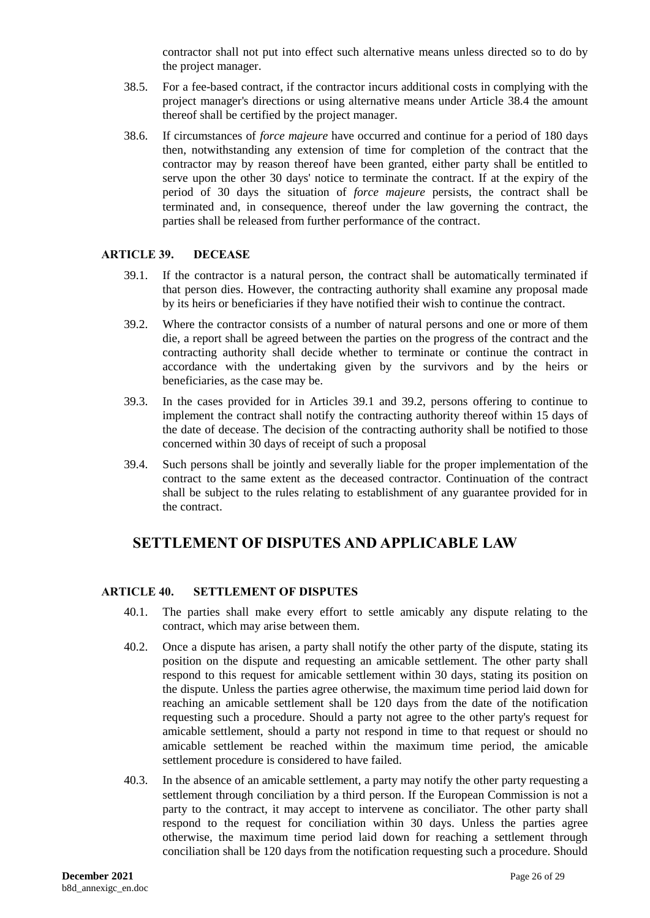contractor shall not put into effect such alternative means unless directed so to do by the project manager.

38.5. For a fee-based contract, if the contractor incurs additional costs in complying with the project manager's directions or using alternative means under Article 38.4 the amount thereof shall be certified by the project manager.

38.6. If circumstances of *force majeure* have occurred and continue for a period of 180 days then, notwithstanding any extension of time for completion of the contract that the contractor may by reason thereof have been granted, either party shall be entitled to serve upon the other 30 days' notice to terminate the contract. If at the expiry of the period of 30 days the situation of *force majeure* persists, the contract shall be terminated and, in consequence, thereof under the law governing the contract, the parties shall be released from further performance of the contract.

### ARTICLE 39. DECEASE

39.1. If the contractor is a natural person, the contract shall be automatically terminated if that person dies. However, the contracting authority shall examine any proposal made by its heirs or beneficiaries if they have notified their wish to continue the contract.

39.2. Where the contractor consists of a number of natural persons and one or more of them die, a report shall be agreed between the parties on the progress of the contract and the contracting authority shall decide whether to terminate or continue the contract in accordance with the undertaking given by the survivors and by the heirs or beneficiaries, as the case may be.

39.3. In the cases provided for in Articles 39.1 and 39.2, persons offering to continue to implement the contract shall notify the contracting authority thereof within 15 days of the date of decease. The decision of the contracting authority shall be notified to those concerned within 30 days of receipt of such a proposal

39.4. Such persons shall be jointly and severally liable for the proper implementation of the contract to the same extent as the deceased contractor. Continuation of the contract shall be subject to the rules relating to establishment of any guarantee provided for in the contract.

## SETTLEMENT OF DISPUTES AND APPLICABLE LAW

### ARTICLE 40. SETTLEMENT OF DISPUTES

40.1. The parties shall make every effort to settle amicably any dispute relating to the contract, which may arise between them.

40.2. Once a dispute has arisen, a party shall notify the other party of the dispute, stating its position on the dispute and requesting an amicable settlement. The other party shall respond to this request for amicable settlement within 30 days, stating its position on the dispute. Unless the parties agree otherwise, the maximum time period laid down for reaching an amicable settlement shall be 120 days from the date of the notification requesting such a procedure. Should a party not agree to the other party's request for amicable settlement, should a party not respond in time to that request or should no amicable settlement be reached within the maximum time period, the amicable settlement procedure is considered to have failed.

40.3. In the absence of an amicable settlement, a party may notify the other party requesting a settlement through conciliation by a third person. If the European Commission is not a party to the contract, it may accept to intervene as conciliator. The other party shall respond to the request for conciliation within 30 days. Unless the parties agree otherwise, the maximum time period laid down for reaching a settlement through conciliation shall be 120 days from the notification requesting such a procedure. Should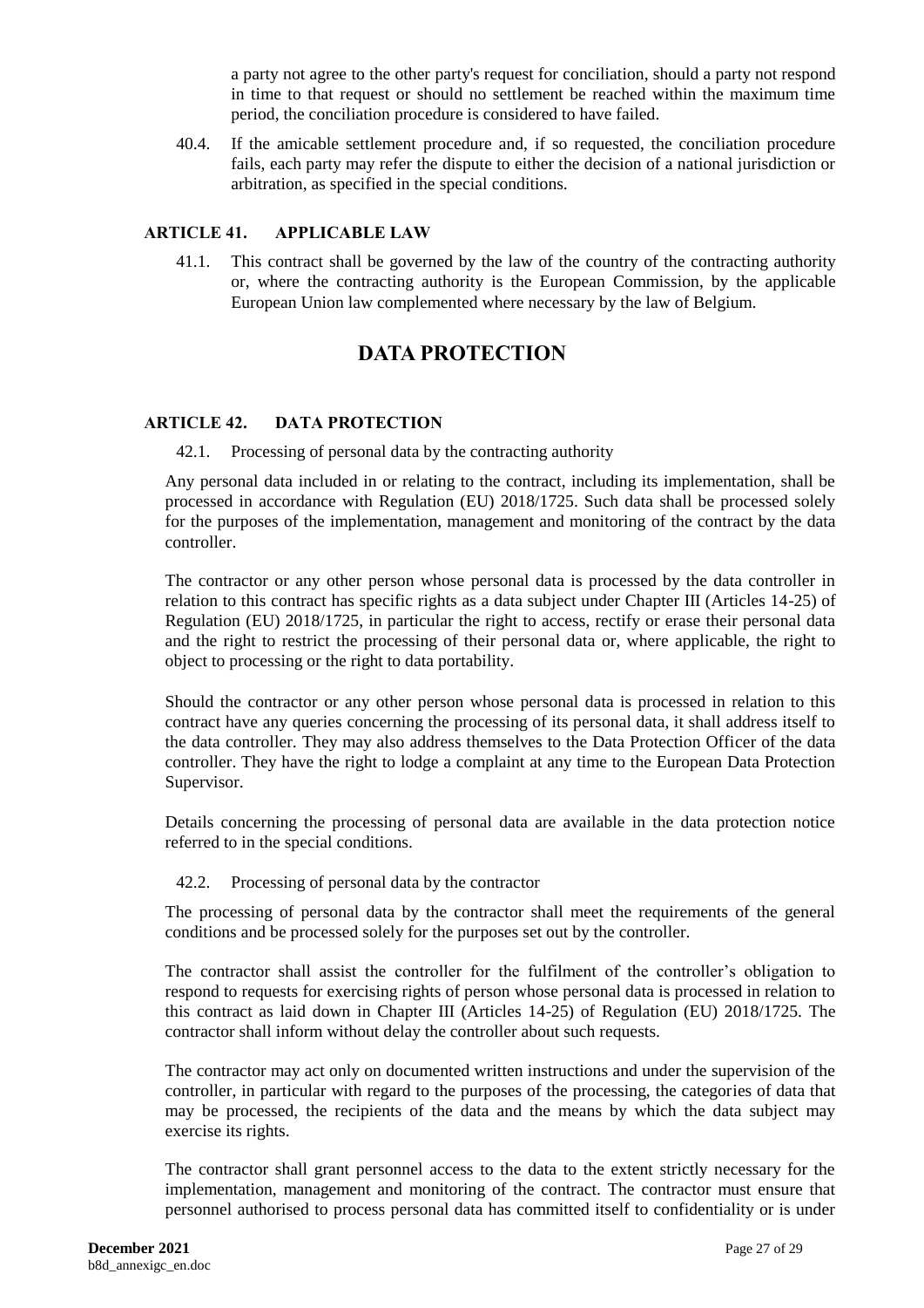a party not agree to the other party's request for conciliation, should a party not respond in time to that request or should no settlement be reached within the maximum time period, the conciliation procedure is considered to have failed.

40.4. If the amicable settlement procedure and, if so requested, the conciliation procedure fails, each party may refer the dispute to either the decision of a national jurisdiction or arbitration, as specified in the special conditions.

### ARTICLE 41. APPLICABLE LAW

41.1. This contract shall be governed by the law of the country of the contracting authority or, where the contracting authority is the European Commission, by the applicable European Union law complemented where necessary by the law of Belgium.

## DATA PROTECTION

### ARTICLE 42. DATA PROTECTION

42.1. Processing of personal data by the contracting authority

Any personal data included in or relating to the contract, including its implementation, shall be processed in accordance with Regulation (EU) 2018/1725. Such data shall be processed solely for the purposes of the implementation, management and monitoring of the contract by the data controller.

The contractor or any other person whose personal data is processed by the data controller in relation to this contract has specific rights as a data subject under Chapter III (Articles 14-25) of Regulation (EU) 2018/1725, in particular the right to access, rectify or erase their personal data and the right to restrict the processing of their personal data or, where applicable, the right to object to processing or the right to data portability.

Should the contractor or any other person whose personal data is processed in relation to this contract have any queries concerning the processing of its personal data, it shall address itself to the data controller. They may also address themselves to the Data Protection Officer of the data controller. They have the right to lodge a complaint at any time to the European Data Protection Supervisor.

Details concerning the processing of personal data are available in the data protection notice referred to in the special conditions.

42.2. Processing of personal data by the contractor

The processing of personal data by the contractor shall meet the requirements of the general conditions and be processed solely for the purposes set out by the controller.

The contractor shall assist the controller for the fulfilment of the controller's obligation to respond to requests for exercising rights of person whose personal data is processed in relation to this contract as laid down in Chapter III (Articles 14-25) of Regulation (EU) 2018/1725. The contractor shall inform without delay the controller about such requests.

The contractor may act only on documented written instructions and under the supervision of the controller, in particular with regard to the purposes of the processing, the categories of data that may be processed, the recipients of the data and the means by which the data subject may exercise its rights.

The contractor shall grant personnel access to the data to the extent strictly necessary for the implementation, management and monitoring of the contract. The contractor must ensure that personnel authorised to process personal data has committed itself to confidentiality or is under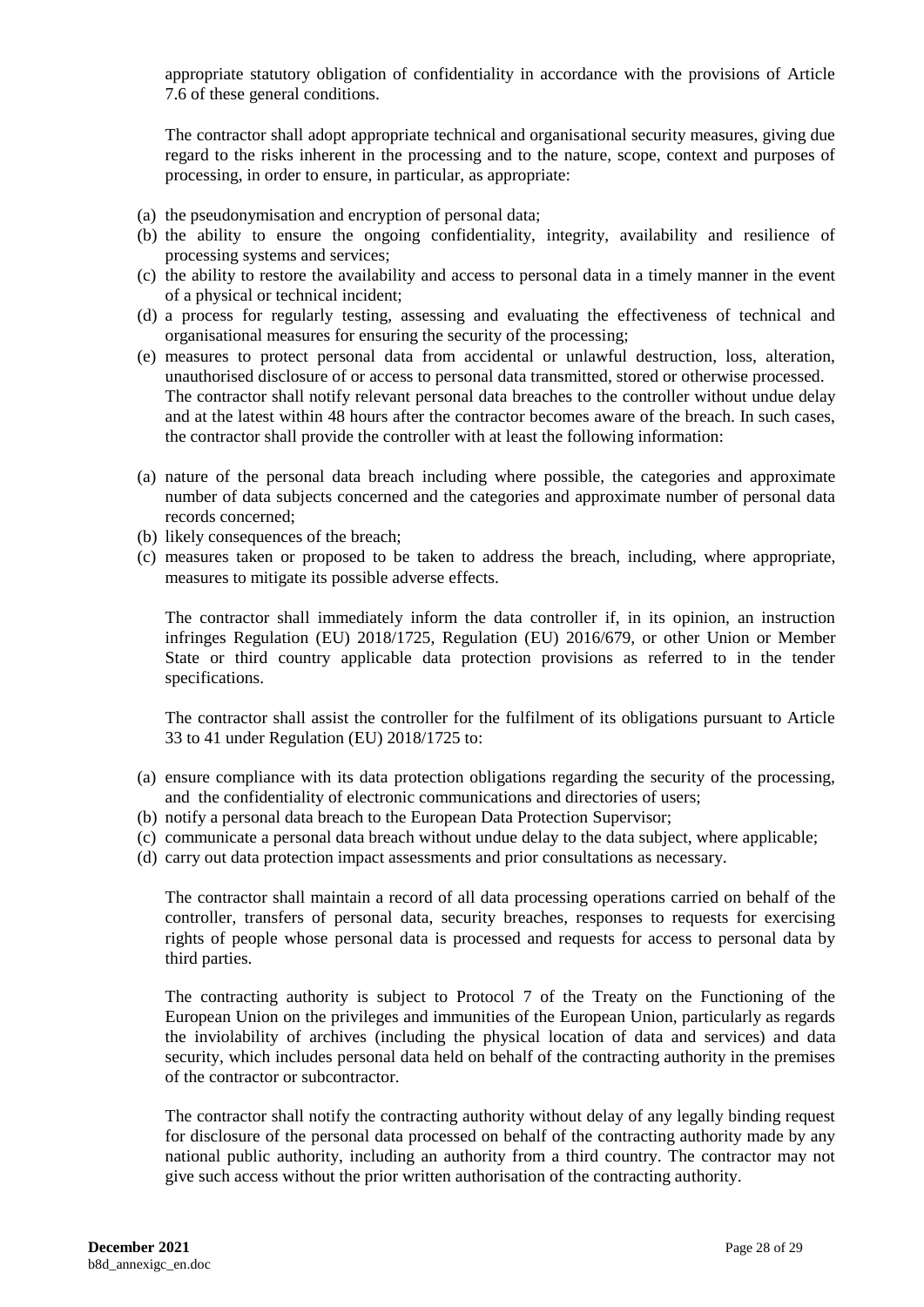appropriate statutory obligation of confidentiality in accordance with the provisions of Article 7.6 of these general conditions.

The contractor shall adopt appropriate technical and organisational security measures, giving due regard to the risks inherent in the processing and to the nature, scope, context and purposes of processing, in order to ensure, in particular, as appropriate:

(a) the pseudonymisation and encryption of personal data;
(b) the ability to ensure the ongoing confidentiality, integrity, availability and resilience of processing systems and services;
(c) the ability to restore the availability and access to personal data in a timely manner in the event of a physical or technical incident;
(d) a process for regularly testing, assessing and evaluating the effectiveness of technical and organisational measures for ensuring the security of the processing;
(e) measures to protect personal data from accidental or unlawful destruction, loss, alteration, unauthorised disclosure of or access to personal data transmitted, stored or otherwise processed.
The contractor shall notify relevant personal data breaches to the controller without undue delay and at the latest within 48 hours after the contractor becomes aware of the breach. In such cases, the contractor shall provide the controller with at least the following information:

(a) nature of the personal data breach including where possible, the categories and approximate number of data subjects concerned and the categories and approximate number of personal data records concerned;
(b) likely consequences of the breach;
(c) measures taken or proposed to be taken to address the breach, including, where appropriate, measures to mitigate its possible adverse effects.

The contractor shall immediately inform the data controller if, in its opinion, an instruction infringes Regulation (EU) 2018/1725, Regulation (EU) 2016/679, or other Union or Member State or third country applicable data protection provisions as referred to in the tender specifications.

The contractor shall assist the controller for the fulfilment of its obligations pursuant to Article 33 to 41 under Regulation (EU) 2018/1725 to:

(a) ensure compliance with its data protection obligations regarding the security of the processing, and the confidentiality of electronic communications and directories of users;
(b) notify a personal data breach to the European Data Protection Supervisor;
(c) communicate a personal data breach without undue delay to the data subject, where applicable;
(d) carry out data protection impact assessments and prior consultations as necessary.

The contractor shall maintain a record of all data processing operations carried on behalf of the controller, transfers of personal data, security breaches, responses to requests for exercising rights of people whose personal data is processed and requests for access to personal data by third parties.

The contracting authority is subject to Protocol 7 of the Treaty on the Functioning of the European Union on the privileges and immunities of the European Union, particularly as regards the inviolability of archives (including the physical location of data and services) and data security, which includes personal data held on behalf of the contracting authority in the premises of the contractor or subcontractor.

The contractor shall notify the contracting authority without delay of any legally binding request for disclosure of the personal data processed on behalf of the contracting authority made by any national public authority, including an authority from a third country. The contractor may not give such access without the prior written authorisation of the contracting authority.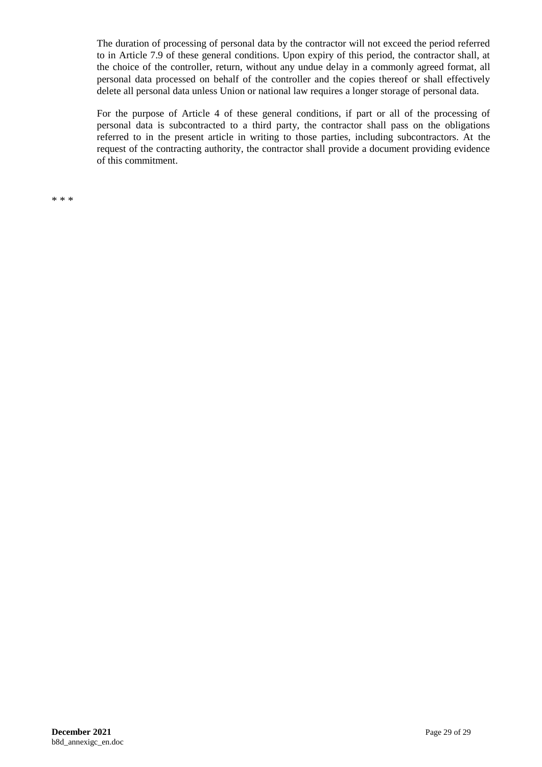The duration of processing of personal data by the contractor will not exceed the period referred to in Article 7.9 of these general conditions. Upon expiry of this period, the contractor shall, at the choice of the controller, return, without any undue delay in a commonly agreed format, all personal data processed on behalf of the controller and the copies thereof or shall effectively delete all personal data unless Union or national law requires a longer storage of personal data.

For the purpose of Article 4 of these general conditions, if part or all of the processing of personal data is subcontracted to a third party, the contractor shall pass on the obligations referred to in the present article in writing to those parties, including subcontractors. At the request of the contracting authority, the contractor shall provide a document providing evidence of this commitment.

* * *